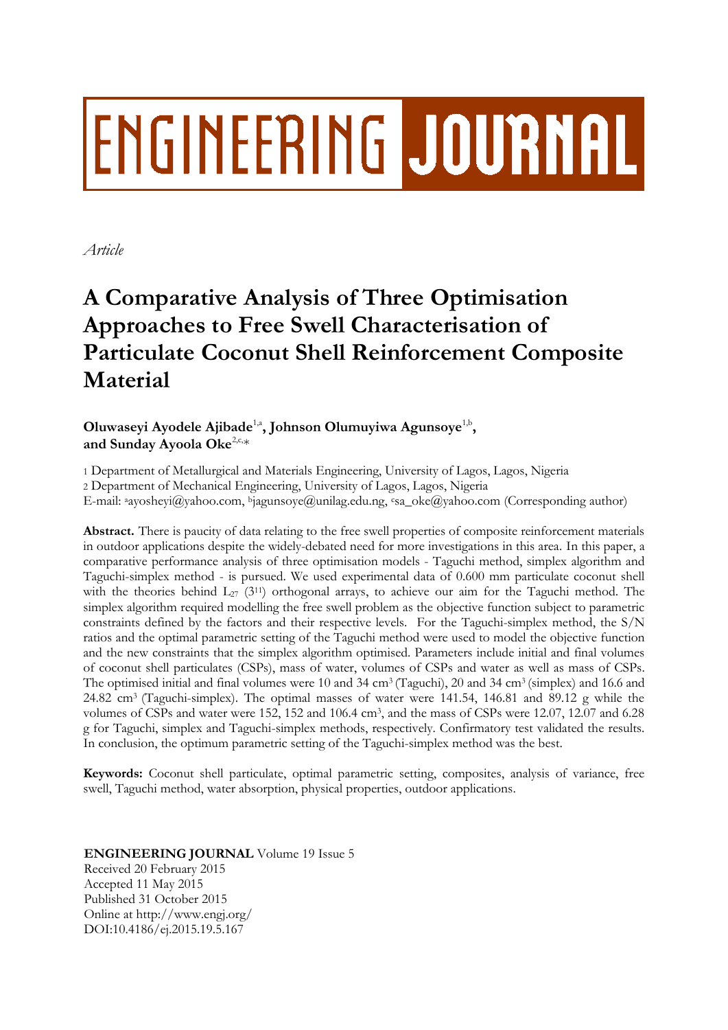# ENGINEERING JOURNAL

*Article*

# A Comparative Analysis of Three Optimisation Approaches to Free Swell Characterisation of Particulate Coconut Shell Reinforcement Composite Material

**Oluwaseyi Ayodele Ajibade**[1,a], **Johnson Olumuyiwa Agunsoye**[1,b], **and Sunday Ayoola Oke**[2,c,*]

1 Department of Metallurgical and Materials Engineering, University of Lagos, Lagos, Nigeria
2 Department of Mechanical Engineering, University of Lagos, Lagos, Nigeria
E-mail: [a]ayosheyi@yahoo.com, [b]jagunsoye@unilag.edu.ng, [c]sa_oke@yahoo.com (Corresponding author)

**Abstract.** There is paucity of data relating to the free swell properties of composite reinforcement materials in outdoor applications despite the widely-debated need for more investigations in this area. In this paper, a comparative performance analysis of three optimisation models - Taguchi method, simplex algorithm and Taguchi-simplex method - is pursued. We used experimental data of 0.600 mm particulate coconut shell with the theories behind $L_{27}$ ($3^{11}$) orthogonal arrays, to achieve our aim for the Taguchi method. The simplex algorithm required modelling the free swell problem as the objective function subject to parametric constraints defined by the factors and their respective levels. For the Taguchi-simplex method, the S/N ratios and the optimal parametric setting of the Taguchi method were used to model the objective function and the new constraints that the simplex algorithm optimised. Parameters include initial and final volumes of coconut shell particulates (CSPs), mass of water, volumes of CSPs and water as well as mass of CSPs. The optimised initial and final volumes were 10 and 34 $cm^3$ (Taguchi), 20 and 34 $cm^3$ (simplex) and 16.6 and 24.82 $cm^3$ (Taguchi-simplex). The optimal masses of water were 141.54, 146.81 and 89.12 g while the volumes of CSPs and water were 152, 152 and 106.4 $cm^3$, and the mass of CSPs were 12.07, 12.07 and 6.28 g for Taguchi, simplex and Taguchi-simplex methods, respectively. Confirmatory test validated the results. In conclusion, the optimum parametric setting of the Taguchi-simplex method was the best.

**Keywords:** Coconut shell particulate, optimal parametric setting, composites, analysis of variance, free swell, Taguchi method, water absorption, physical properties, outdoor applications.

**ENGINEERING JOURNAL** Volume 19 Issue 5
Received 20 February 2015
Accepted 11 May 2015
Published 31 October 2015
Online at http://www.engj.org/
DOI:10.4186/ej.2015.19.5.167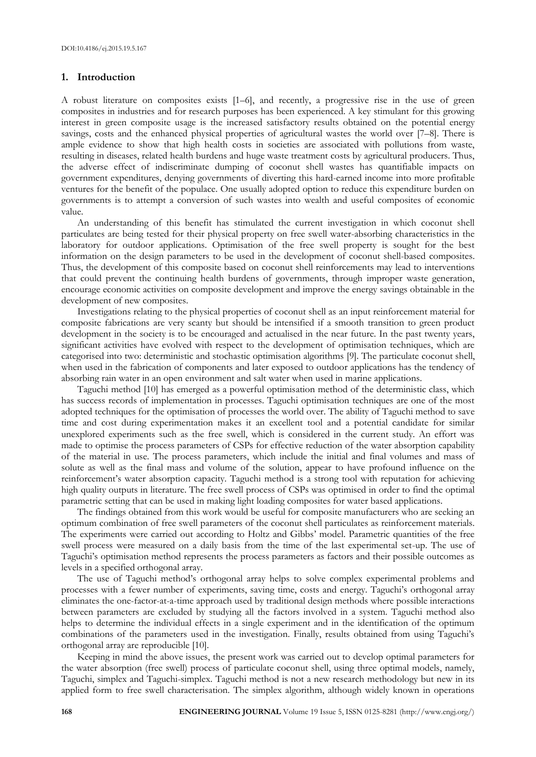## 1. Introduction

A robust literature on composites exists [1–6], and recently, a progressive rise in the use of green composites in industries and for research purposes has been experienced. A key stimulant for this growing interest in green composite usage is the increased satisfactory results obtained on the potential energy savings, costs and the enhanced physical properties of agricultural wastes the world over [7–8]. There is ample evidence to show that high health costs in societies are associated with pollutions from waste, resulting in diseases, related health burdens and huge waste treatment costs by agricultural producers. Thus, the adverse effect of indiscriminate dumping of coconut shell wastes has quantifiable impacts on government expenditures, denying governments of diverting this hard-earned income into more profitable ventures for the benefit of the populace. One usually adopted option to reduce this expenditure burden on governments is to attempt a conversion of such wastes into wealth and useful composites of economic value.

An understanding of this benefit has stimulated the current investigation in which coconut shell particulates are being tested for their physical property on free swell water-absorbing characteristics in the laboratory for outdoor applications. Optimisation of the free swell property is sought for the best information on the design parameters to be used in the development of coconut shell-based composites. Thus, the development of this composite based on coconut shell reinforcements may lead to interventions that could prevent the continuing health burdens of governments, through improper waste generation, encourage economic activities on composite development and improve the energy savings obtainable in the development of new composites.

Investigations relating to the physical properties of coconut shell as an input reinforcement material for composite fabrications are very scanty but should be intensified if a smooth transition to green product development in the society is to be encouraged and actualised in the near future. In the past twenty years, significant activities have evolved with respect to the development of optimisation techniques, which are categorised into two: deterministic and stochastic optimisation algorithms [9]. The particulate coconut shell, when used in the fabrication of components and later exposed to outdoor applications has the tendency of absorbing rain water in an open environment and salt water when used in marine applications.

Taguchi method [10] has emerged as a powerful optimisation method of the deterministic class, which has success records of implementation in processes. Taguchi optimisation techniques are one of the most adopted techniques for the optimisation of processes the world over. The ability of Taguchi method to save time and cost during experimentation makes it an excellent tool and a potential candidate for similar unexplored experiments such as the free swell, which is considered in the current study. An effort was made to optimise the process parameters of CSPs for effective reduction of the water absorption capability of the material in use. The process parameters, which include the initial and final volumes and mass of solute as well as the final mass and volume of the solution, appear to have profound influence on the reinforcement's water absorption capacity. Taguchi method is a strong tool with reputation for achieving high quality outputs in literature. The free swell process of CSPs was optimised in order to find the optimal parametric setting that can be used in making light loading composites for water based applications.

The findings obtained from this work would be useful for composite manufacturers who are seeking an optimum combination of free swell parameters of the coconut shell particulates as reinforcement materials. The experiments were carried out according to Holtz and Gibbs' model. Parametric quantities of the free swell process were measured on a daily basis from the time of the last experimental set-up. The use of Taguchi's optimisation method represents the process parameters as factors and their possible outcomes as levels in a specified orthogonal array.

The use of Taguchi method's orthogonal array helps to solve complex experimental problems and processes with a fewer number of experiments, saving time, costs and energy. Taguchi's orthogonal array eliminates the one-factor-at-a-time approach used by traditional design methods where possible interactions between parameters are excluded by studying all the factors involved in a system. Taguchi method also helps to determine the individual effects in a single experiment and in the identification of the optimum combinations of the parameters used in the investigation. Finally, results obtained from using Taguchi's orthogonal array are reproducible [10].

Keeping in mind the above issues, the present work was carried out to develop optimal parameters for the water absorption (free swell) process of particulate coconut shell, using three optimal models, namely, Taguchi, simplex and Taguchi-simplex. Taguchi method is not a new research methodology but new in its applied form to free swell characterisation. The simplex algorithm, although widely known in operations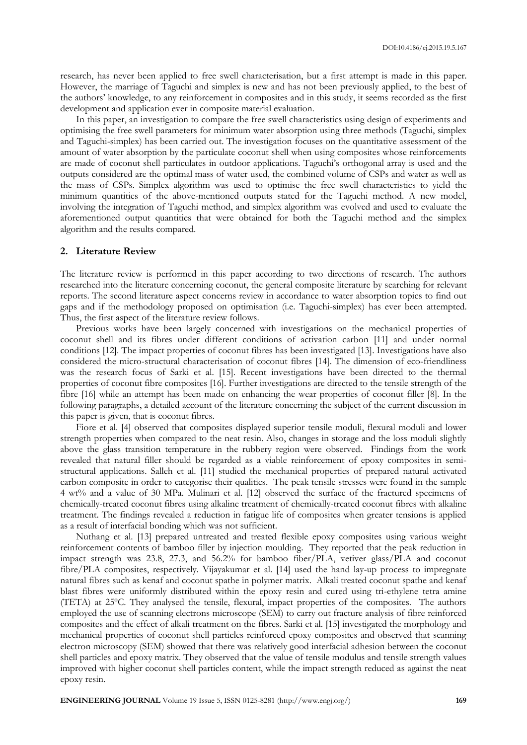research, has never been applied to free swell characterisation, but a first attempt is made in this paper. However, the marriage of Taguchi and simplex is new and has not been previously applied, to the best of the authors' knowledge, to any reinforcement in composites and in this study, it seems recorded as the first development and application ever in composite material evaluation.

In this paper, an investigation to compare the free swell characteristics using design of experiments and optimising the free swell parameters for minimum water absorption using three methods (Taguchi, simplex and Taguchi-simplex) has been carried out. The investigation focuses on the quantitative assessment of the amount of water absorption by the particulate coconut shell when using composites whose reinforcements are made of coconut shell particulates in outdoor applications. Taguchi's orthogonal array is used and the outputs considered are the optimal mass of water used, the combined volume of CSPs and water as well as the mass of CSPs. Simplex algorithm was used to optimise the free swell characteristics to yield the minimum quantities of the above-mentioned outputs stated for the Taguchi method. A new model, involving the integration of Taguchi method, and simplex algorithm was evolved and used to evaluate the aforementioned output quantities that were obtained for both the Taguchi method and the simplex algorithm and the results compared.

## 2. Literature Review

The literature review is performed in this paper according to two directions of research. The authors researched into the literature concerning coconut, the general composite literature by searching for relevant reports. The second literature aspect concerns review in accordance to water absorption topics to find out gaps and if the methodology proposed on optimisation (i.e. Taguchi-simplex) has ever been attempted. Thus, the first aspect of the literature review follows.

Previous works have been largely concerned with investigations on the mechanical properties of coconut shell and its fibres under different conditions of activation carbon [11] and under normal conditions [12]. The impact properties of coconut fibres has been investigated [13]. Investigations have also considered the micro-structural characterisation of coconut fibres [14]. The dimension of eco-friendliness was the research focus of Sarki et al. [15]. Recent investigations have been directed to the thermal properties of coconut fibre composites [16]. Further investigations are directed to the tensile strength of the fibre [16] while an attempt has been made on enhancing the wear properties of coconut filler [8]. In the following paragraphs, a detailed account of the literature concerning the subject of the current discussion in this paper is given, that is coconut fibres.

Fiore et al. [4] observed that composites displayed superior tensile moduli, flexural moduli and lower strength properties when compared to the neat resin. Also, changes in storage and the loss moduli slightly above the glass transition temperature in the rubbery region were observed. Findings from the work revealed that natural filler should be regarded as a viable reinforcement of epoxy composites in semi-structural applications. Salleh et al. [11] studied the mechanical properties of prepared natural activated carbon composite in order to categorise their qualities. The peak tensile stresses were found in the sample 4 wt% and a value of 30 MPa. Mulinari et al. [12] observed the surface of the fractured specimens of chemically-treated coconut fibres using alkaline treatment of chemically-treated coconut fibres with alkaline treatment. The findings revealed a reduction in fatigue life of composites when greater tensions is applied as a result of interfacial bonding which was not sufficient.

Nuthang et al. [13] prepared untreated and treated flexible epoxy composites using various weight reinforcement contents of bamboo filler by injection moulding. They reported that the peak reduction in impact strength was 23.8, 27.3, and 56.2% for bamboo fiber/PLA, vetiver glass/PLA and coconut fibre/PLA composites, respectively. Vijayakumar et al. [14] used the hand lay-up process to impregnate natural fibres such as kenaf and coconut spathe in polymer matrix. Alkali treated coconut spathe and kenaf blast fibres were uniformly distributed within the epoxy resin and cured using tri-ethylene tetra amine (TETA) at 25ºC. They analysed the tensile, flexural, impact properties of the composites. The authors employed the use of scanning electrons microscope (SEM) to carry out fracture analysis of fibre reinforced composites and the effect of alkali treatment on the fibres. Sarki et al. [15] investigated the morphology and mechanical properties of coconut shell particles reinforced epoxy composites and observed that scanning electron microscopy (SEM) showed that there was relatively good interfacial adhesion between the coconut shell particles and epoxy matrix. They observed that the value of tensile modulus and tensile strength values improved with higher coconut shell particles content, while the impact strength reduced as against the neat epoxy resin.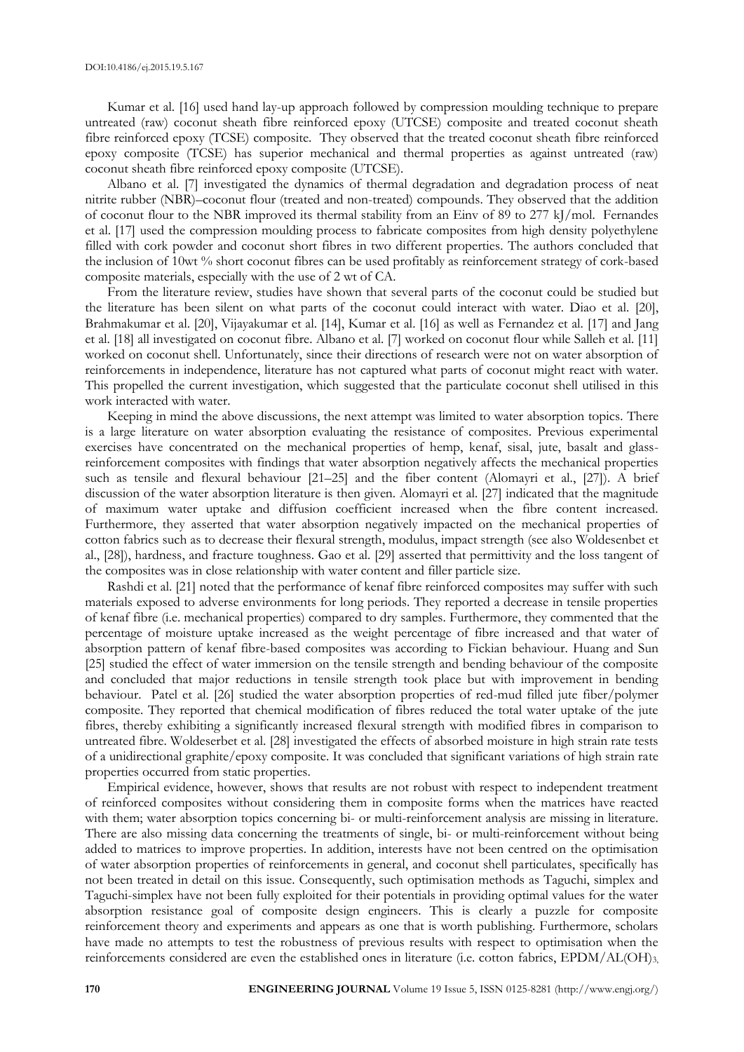Kumar et al. [16] used hand lay-up approach followed by compression moulding technique to prepare untreated (raw) coconut sheath fibre reinforced epoxy (UTCSE) composite and treated coconut sheath fibre reinforced epoxy (TCSE) composite. They observed that the treated coconut sheath fibre reinforced epoxy composite (TCSE) has superior mechanical and thermal properties as against untreated (raw) coconut sheath fibre reinforced epoxy composite (UTCSE).

Albano et al. [7] investigated the dynamics of thermal degradation and degradation process of neat nitrite rubber (NBR)–coconut flour (treated and non-treated) compounds. They observed that the addition of coconut flour to the NBR improved its thermal stability from an Einv of 89 to 277 kJ/mol. Fernandes et al. [17] used the compression moulding process to fabricate composites from high density polyethylene filled with cork powder and coconut short fibres in two different properties. The authors concluded that the inclusion of 10wt % short coconut fibres can be used profitably as reinforcement strategy of cork-based composite materials, especially with the use of 2 wt of CA.

From the literature review, studies have shown that several parts of the coconut could be studied but the literature has been silent on what parts of the coconut could interact with water. Diao et al. [20], Brahmakumar et al. [20], Vijayakumar et al. [14], Kumar et al. [16] as well as Fernandez et al. [17] and Jang et al. [18] all investigated on coconut fibre. Albano et al. [7] worked on coconut flour while Salleh et al. [11] worked on coconut shell. Unfortunately, since their directions of research were not on water absorption of reinforcements in independence, literature has not captured what parts of coconut might react with water. This propelled the current investigation, which suggested that the particulate coconut shell utilised in this work interacted with water.

Keeping in mind the above discussions, the next attempt was limited to water absorption topics. There is a large literature on water absorption evaluating the resistance of composites. Previous experimental exercises have concentrated on the mechanical properties of hemp, kenaf, sisal, jute, basalt and glass-reinforcement composites with findings that water absorption negatively affects the mechanical properties such as tensile and flexural behaviour [21–25] and the fiber content (Alomayri et al., [27]). A brief discussion of the water absorption literature is then given. Alomayri et al. [27] indicated that the magnitude of maximum water uptake and diffusion coefficient increased when the fibre content increased. Furthermore, they asserted that water absorption negatively impacted on the mechanical properties of cotton fabrics such as to decrease their flexural strength, modulus, impact strength (see also Woldesenbet et al., [28]), hardness, and fracture toughness. Gao et al. [29] asserted that permittivity and the loss tangent of the composites was in close relationship with water content and filler particle size.

Rashdi et al. [21] noted that the performance of kenaf fibre reinforced composites may suffer with such materials exposed to adverse environments for long periods. They reported a decrease in tensile properties of kenaf fibre (i.e. mechanical properties) compared to dry samples. Furthermore, they commented that the percentage of moisture uptake increased as the weight percentage of fibre increased and that water of absorption pattern of kenaf fibre-based composites was according to Fickian behaviour. Huang and Sun [25] studied the effect of water immersion on the tensile strength and bending behaviour of the composite and concluded that major reductions in tensile strength took place but with improvement in bending behaviour. Patel et al. [26] studied the water absorption properties of red-mud filled jute fiber/polymer composite. They reported that chemical modification of fibres reduced the total water uptake of the jute fibres, thereby exhibiting a significantly increased flexural strength with modified fibres in comparison to untreated fibre. Woldeserbet et al. [28] investigated the effects of absorbed moisture in high strain rate tests of a unidirectional graphite/epoxy composite. It was concluded that significant variations of high strain rate properties occurred from static properties.

Empirical evidence, however, shows that results are not robust with respect to independent treatment of reinforced composites without considering them in composite forms when the matrices have reacted with them; water absorption topics concerning bi- or multi-reinforcement analysis are missing in literature. There are also missing data concerning the treatments of single, bi- or multi-reinforcement without being added to matrices to improve properties. In addition, interests have not been centred on the optimisation of water absorption properties of reinforcements in general, and coconut shell particulates, specifically has not been treated in detail on this issue. Consequently, such optimisation methods as Taguchi, simplex and Taguchi-simplex have not been fully exploited for their potentials in providing optimal values for the water absorption resistance goal of composite design engineers. This is clearly a puzzle for composite reinforcement theory and experiments and appears as one that is worth publishing. Furthermore, scholars have made no attempts to test the robustness of previous results with respect to optimisation when the reinforcements considered are even the established ones in literature (i.e. cotton fabrics, EPDM/$AL(OH)_3$,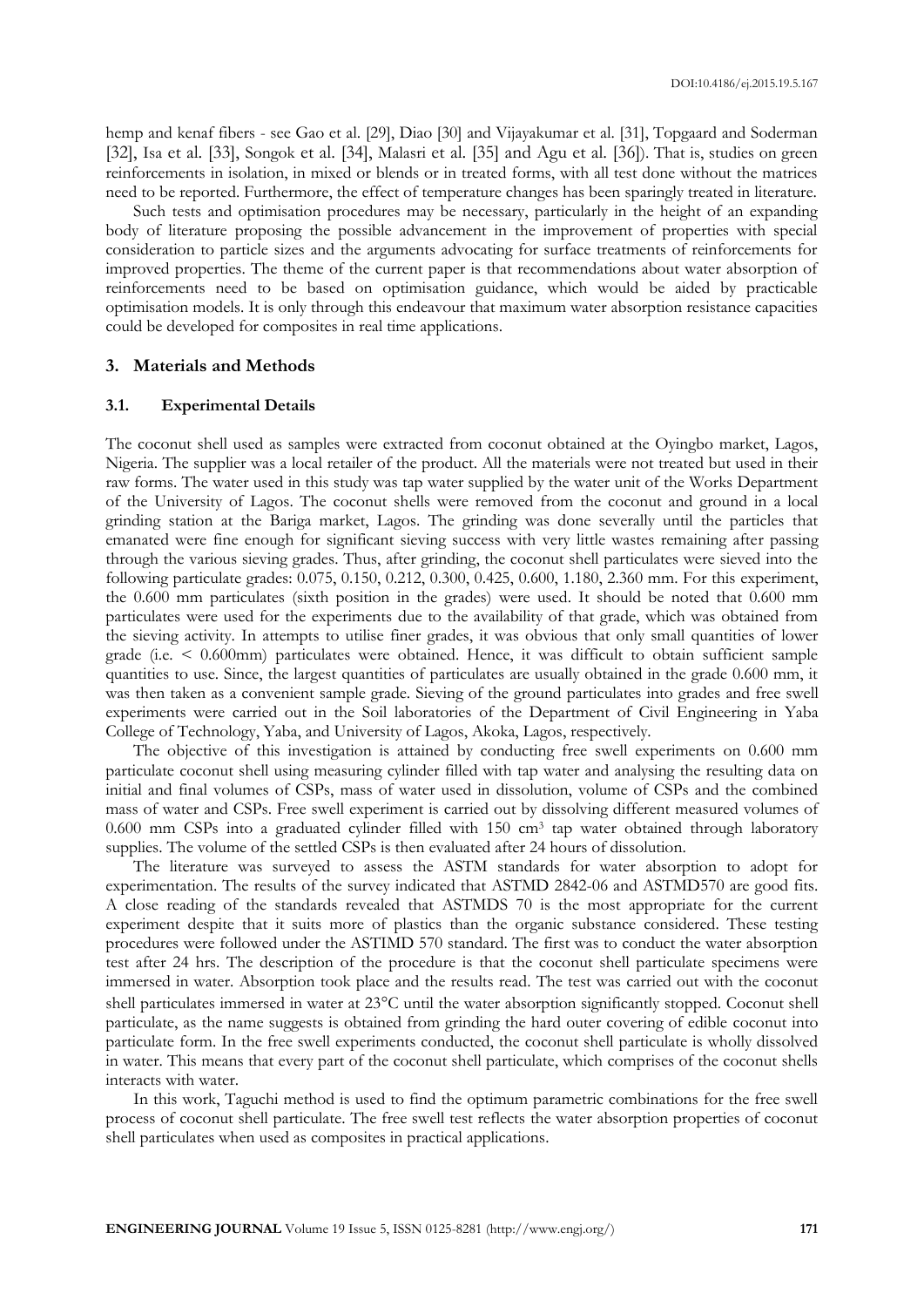hemp and kenaf fibers - see Gao et al. [29], Diao [30] and Vijayakumar et al. [31], Topgaard and Soderman [32], Isa et al. [33], Songok et al. [34], Malasri et al. [35] and Agu et al. [36]). That is, studies on green reinforcements in isolation, in mixed or blends or in treated forms, with all test done without the matrices need to be reported. Furthermore, the effect of temperature changes has been sparingly treated in literature.

Such tests and optimisation procedures may be necessary, particularly in the height of an expanding body of literature proposing the possible advancement in the improvement of properties with special consideration to particle sizes and the arguments advocating for surface treatments of reinforcements for improved properties. The theme of the current paper is that recommendations about water absorption of reinforcements need to be based on optimisation guidance, which would be aided by practicable optimisation models. It is only through this endeavour that maximum water absorption resistance capacities could be developed for composites in real time applications.

## 3. Materials and Methods

### 3.1. Experimental Details

The coconut shell used as samples were extracted from coconut obtained at the Oyingbo market, Lagos, Nigeria. The supplier was a local retailer of the product. All the materials were not treated but used in their raw forms. The water used in this study was tap water supplied by the water unit of the Works Department of the University of Lagos. The coconut shells were removed from the coconut and ground in a local grinding station at the Bariga market, Lagos. The grinding was done severally until the particles that emanated were fine enough for significant sieving success with very little wastes remaining after passing through the various sieving grades. Thus, after grinding, the coconut shell particulates were sieved into the following particulate grades: 0.075, 0.150, 0.212, 0.300, 0.425, 0.600, 1.180, 2.360 mm. For this experiment, the 0.600 mm particulates (sixth position in the grades) were used. It should be noted that 0.600 mm particulates were used for the experiments due to the availability of that grade, which was obtained from the sieving activity. In attempts to utilise finer grades, it was obvious that only small quantities of lower grade (i.e. < 0.600mm) particulates were obtained. Hence, it was difficult to obtain sufficient sample quantities to use. Since, the largest quantities of particulates are usually obtained in the grade 0.600 mm, it was then taken as a convenient sample grade. Sieving of the ground particulates into grades and free swell experiments were carried out in the Soil laboratories of the Department of Civil Engineering in Yaba College of Technology, Yaba, and University of Lagos, Akoka, Lagos, respectively.

The objective of this investigation is attained by conducting free swell experiments on 0.600 mm particulate coconut shell using measuring cylinder filled with tap water and analysing the resulting data on initial and final volumes of CSPs, mass of water used in dissolution, volume of CSPs and the combined mass of water and CSPs. Free swell experiment is carried out by dissolving different measured volumes of 0.600 mm CSPs into a graduated cylinder filled with 150 $cm^3$ tap water obtained through laboratory supplies. The volume of the settled CSPs is then evaluated after 24 hours of dissolution.

The literature was surveyed to assess the ASTM standards for water absorption to adopt for experimentation. The results of the survey indicated that ASTMD 2842-06 and ASTMD570 are good fits. A close reading of the standards revealed that ASTMDS 70 is the most appropriate for the current experiment despite that it suits more of plastics than the organic substance considered. These testing procedures were followed under the ASTIMD 570 standard. The first was to conduct the water absorption test after 24 hrs. The description of the procedure is that the coconut shell particulate specimens were immersed in water. Absorption took place and the results read. The test was carried out with the coconut shell particulates immersed in water at 23°C until the water absorption significantly stopped. Coconut shell particulate, as the name suggests is obtained from grinding the hard outer covering of edible coconut into particulate form. In the free swell experiments conducted, the coconut shell particulate is wholly dissolved in water. This means that every part of the coconut shell particulate, which comprises of the coconut shells interacts with water.

In this work, Taguchi method is used to find the optimum parametric combinations for the free swell process of coconut shell particulate. The free swell test reflects the water absorption properties of coconut shell particulates when used as composites in practical applications.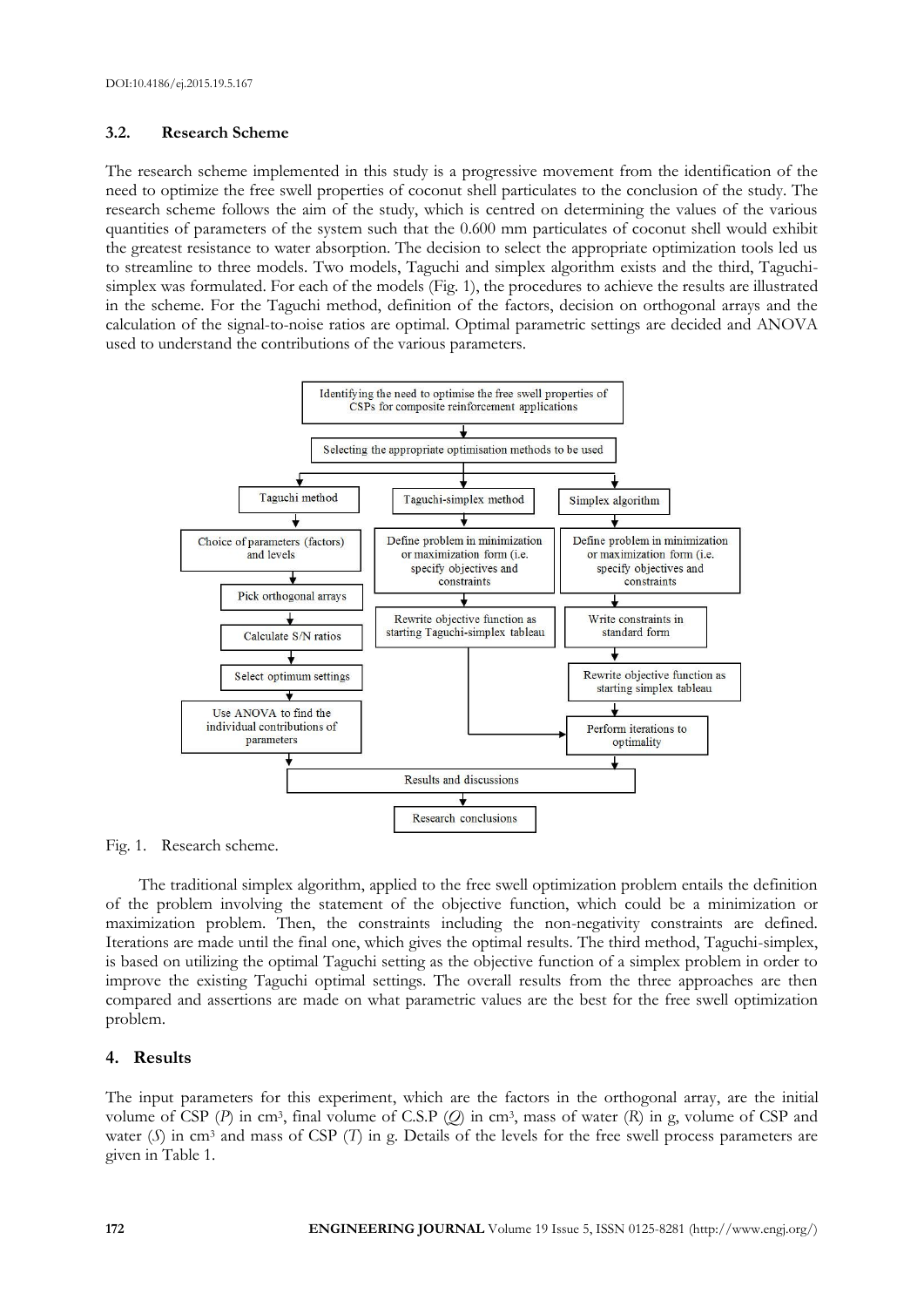### 3.2. Research Scheme

The research scheme implemented in this study is a progressive movement from the identification of the need to optimize the free swell properties of coconut shell particulates to the conclusion of the study. The research scheme follows the aim of the study, which is centred on determining the values of the various quantities of parameters of the system such that the 0.600 mm particulates of coconut shell would exhibit the greatest resistance to water absorption. The decision to select the appropriate optimization tools led us to streamline to three models. Two models, Taguchi and simplex algorithm exists and the third, Taguchi-simplex was formulated. For each of the models (Fig. 1), the procedures to achieve the results are illustrated in the scheme. For the Taguchi method, definition of the factors, decision on orthogonal arrays and the calculation of the signal-to-noise ratios are optimal. Optimal parametric settings are decided and ANOVA used to understand the contributions of the various parameters.

Identifying the need to optimise the free swell properties of CSPs for composite reinforcement applications

Selecting the appropriate optimisation methods to be used

Taguchi method → Choice of parameters (factors) and levels → Pick orthogonal arrays → Calculate S/N ratios → Select optimum settings → Use ANOVA to find the individual contributions of parameters

Taguchi-simplex method → Define problem in minimization or maximization form (i.e. specify objectives and constraints → Rewrite objective function as starting Taguchi-simplex tableau → Perform iterations to optimality

Simplex algorithm → Define problem in minimization or maximization form (i.e. specify objectives and constraints → Write constraints in standard form → Rewrite objective function as starting simplex tableau → Perform iterations to optimality

Results and discussions

Research conclusions

Fig. 1. Research scheme.

The traditional simplex algorithm, applied to the free swell optimization problem entails the definition of the problem involving the statement of the objective function, which could be a minimization or maximization problem. Then, the constraints including the non-negativity constraints are defined. Iterations are made until the final one, which gives the optimal results. The third method, Taguchi-simplex, is based on utilizing the optimal Taguchi setting as the objective function of a simplex problem in order to improve the existing Taguchi optimal settings. The overall results from the three approaches are then compared and assertions are made on what parametric values are the best for the free swell optimization problem.

## 4. Results

The input parameters for this experiment, which are the factors in the orthogonal array, are the initial volume of CSP ($P$) in $cm^3$, final volume of C.S.P ($Q$) in $cm^3$, mass of water ($R$) in g, volume of CSP and water ($S$) in $cm^3$ and mass of CSP ($T$) in g. Details of the levels for the free swell process parameters are given in Table 1.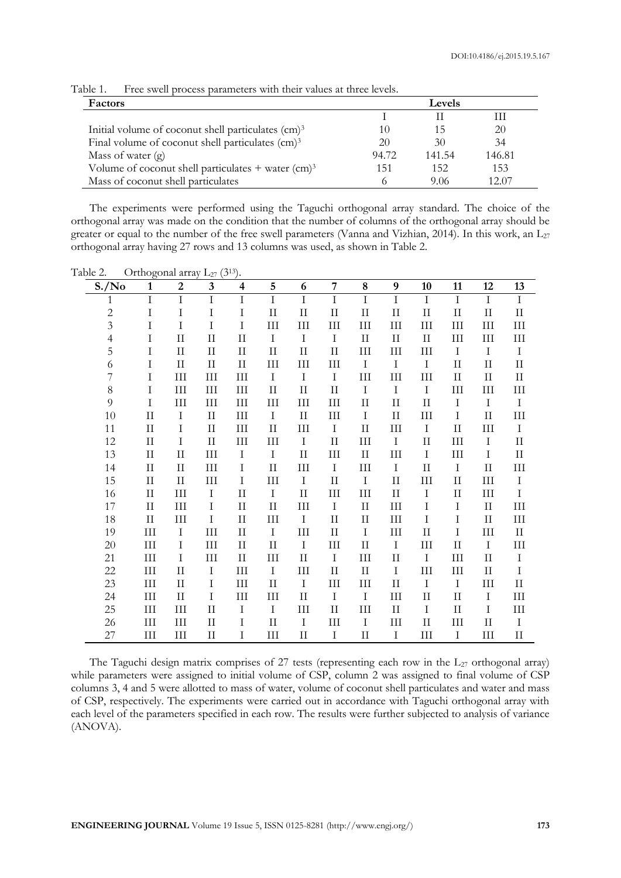Table 1. Free swell process parameters with their values at three levels.

| Factors | Levels | | |
|---|---|---|---|
| | I | II | III |
| Initial volume of coconut shell particulates $(cm)^3$ | 10 | 15 | 20 |
| Final volume of coconut shell particulates $(cm)^3$ | 20 | 30 | 34 |
| Mass of water (g) | 94.72 | 141.54 | 146.81 |
| Volume of coconut shell particulates + water $(cm)^3$ | 151 | 152 | 153 |
| Mass of coconut shell particulates | 6 | 9.06 | 12.07 |

The experiments were performed using the Taguchi orthogonal array standard. The choice of the orthogonal array was made on the condition that the number of columns of the orthogonal array should be greater or equal to the number of the free swell parameters (Vanna and Vizhian, 2014). In this work, an $L_{27}$ orthogonal array having 27 rows and 13 columns was used, as shown in Table 2.

Table 2. Orthogonal array $L_{27}$ $(3^{13})$.

| S./No | 1 | 2 | 3 | 4 | 5 | 6 | 7 | 8 | 9 | 10 | 11 | 12 | 13 |
|---|---|---|---|---|---|---|---|---|---|---|---|---|---|
| 1 | I | I | I | I | I | I | I | I | I | I | I | I | I |
| 2 | I | I | I | I | II | II | II | II | II | II | II | II | II |
| 3 | I | I | I | I | III | III | III | III | III | III | III | III | III |
| 4 | I | II | II | II | I | I | I | II | II | II | III | III | III |
| 5 | I | II | II | II | II | II | II | III | III | III | I | I | I |
| 6 | I | II | II | II | III | III | III | I | I | I | II | II | II |
| 7 | I | III | III | III | I | I | I | III | III | III | II | II | II |
| 8 | I | III | III | III | II | II | II | I | I | I | III | III | III |
| 9 | I | III | III | III | III | III | III | II | II | II | I | I | I |
| 10 | II | I | II | III | I | II | III | I | II | III | I | II | III |
| 11 | II | I | II | III | II | III | I | II | III | I | II | III | I |
| 12 | II | I | II | III | III | I | II | III | I | II | III | I | II |
| 13 | II | II | III | I | I | II | III | II | III | I | III | I | II |
| 14 | II | II | III | I | II | III | I | III | I | II | I | II | III |
| 15 | II | II | III | I | III | I | II | I | II | III | II | III | I |
| 16 | II | III | I | II | I | II | III | III | II | I | II | III | I |
| 17 | II | III | I | II | II | III | I | II | III | I | I | II | III |
| 18 | II | III | I | II | III | I | II | II | III | I | I | II | III |
| 19 | III | I | III | II | I | III | II | I | III | II | I | III | II |
| 20 | III | I | III | II | II | I | III | II | I | III | II | I | III |
| 21 | III | I | III | II | III | II | I | III | II | I | III | II | I |
| 22 | III | II | I | III | I | III | II | II | I | III | III | II | I |
| 23 | III | II | I | III | II | I | III | III | II | I | I | III | II |
| 24 | III | II | I | III | III | II | I | I | III | II | II | I | III |
| 25 | III | III | II | I | I | III | II | III | II | I | II | I | III |
| 26 | III | III | II | I | II | I | III | I | III | II | III | II | I |
| 27 | III | III | II | I | III | II | I | II | I | III | I | III | II |

The Taguchi design matrix comprises of 27 tests (representing each row in the $L_{27}$ orthogonal array) while parameters were assigned to initial volume of CSP, column 2 was assigned to final volume of CSP columns 3, 4 and 5 were allotted to mass of water, volume of coconut shell particulates and water and mass of CSP, respectively. The experiments were carried out in accordance with Taguchi orthogonal array with each level of the parameters specified in each row. The results were further subjected to analysis of variance (ANOVA).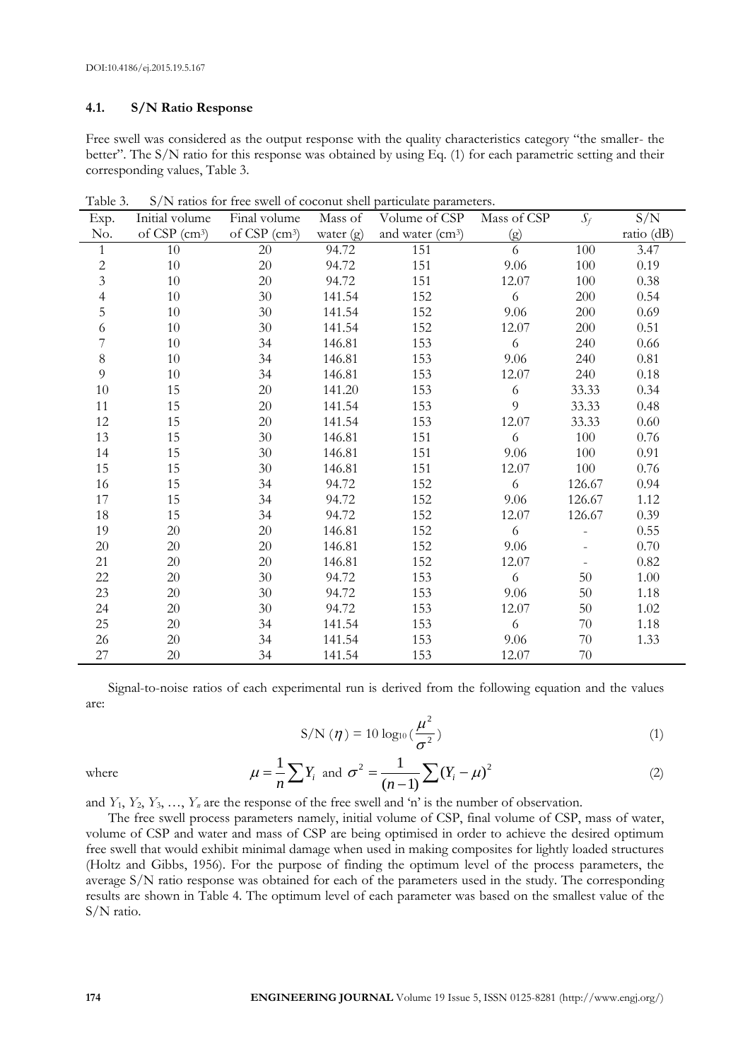### 4.1. S/N Ratio Response

Free swell was considered as the output response with the quality characteristics category "the smaller- the better". The S/N ratio for this response was obtained by using Eq. (1) for each parametric setting and their corresponding values, Table 3.

Table 3. S/N ratios for free swell of coconut shell particulate parameters.

| Exp. No. | Initial volume of CSP ($cm^3$) | Final volume of CSP ($cm^3$) | Mass of water (g) | Volume of CSP and water ($cm^3$) | Mass of CSP (g) | $S_f$ | S/N ratio (dB) |
|---|---|---|---|---|---|---|---|
| 1 | 10 | 20 | 94.72 | 151 | 6 | 100 | 3.47 |
| 2 | 10 | 20 | 94.72 | 151 | 9.06 | 100 | 0.19 |
| 3 | 10 | 20 | 94.72 | 151 | 12.07 | 100 | 0.38 |
| 4 | 10 | 30 | 141.54 | 152 | 6 | 200 | 0.54 |
| 5 | 10 | 30 | 141.54 | 152 | 9.06 | 200 | 0.69 |
| 6 | 10 | 30 | 141.54 | 152 | 12.07 | 200 | 0.51 |
| 7 | 10 | 34 | 146.81 | 153 | 6 | 240 | 0.66 |
| 8 | 10 | 34 | 146.81 | 153 | 9.06 | 240 | 0.81 |
| 9 | 10 | 34 | 146.81 | 153 | 12.07 | 240 | 0.18 |
| 10 | 15 | 20 | 141.20 | 153 | 6 | 33.33 | 0.34 |
| 11 | 15 | 20 | 141.54 | 153 | 9 | 33.33 | 0.48 |
| 12 | 15 | 20 | 141.54 | 153 | 12.07 | 33.33 | 0.60 |
| 13 | 15 | 30 | 146.81 | 151 | 6 | 100 | 0.76 |
| 14 | 15 | 30 | 146.81 | 151 | 9.06 | 100 | 0.91 |
| 15 | 15 | 30 | 146.81 | 151 | 12.07 | 100 | 0.76 |
| 16 | 15 | 34 | 94.72 | 152 | 6 | 126.67 | 0.94 |
| 17 | 15 | 34 | 94.72 | 152 | 9.06 | 126.67 | 1.12 |
| 18 | 15 | 34 | 94.72 | 152 | 12.07 | 126.67 | 0.39 |
| 19 | 20 | 20 | 146.81 | 152 | 6 | - | 0.55 |
| 20 | 20 | 20 | 146.81 | 152 | 9.06 | - | 0.70 |
| 21 | 20 | 20 | 146.81 | 152 | 12.07 | - | 0.82 |
| 22 | 20 | 30 | 94.72 | 153 | 6 | 50 | 1.00 |
| 23 | 20 | 30 | 94.72 | 153 | 9.06 | 50 | 1.18 |
| 24 | 20 | 30 | 94.72 | 153 | 12.07 | 50 | 1.02 |
| 25 | 20 | 34 | 141.54 | 153 | 6 | 70 | 1.18 |
| 26 | 20 | 34 | 141.54 | 153 | 9.06 | 70 | 1.33 |
| 27 | 20 | 34 | 141.54 | 153 | 12.07 | 70 | |

Signal-to-noise ratios of each experimental run is derived from the following equation and the values are:

$$\text{S/N } (\eta) = 10 \log_{10} \left(\frac{\mu^2}{\sigma^2}\right) \tag{1}$$

where

$$\mu = \frac{1}{n}\sum Y_i \text{ and } \sigma^2 = \frac{1}{(n-1)}\sum (Y_i - \mu)^2 \tag{2}$$

and $Y_1, Y_2, Y_3, \ldots, Y_n$ are the response of the free swell and 'n' is the number of observation.

The free swell process parameters namely, initial volume of CSP, final volume of CSP, mass of water, volume of CSP and water and mass of CSP are being optimised in order to achieve the desired optimum free swell that would exhibit minimal damage when used in making composites for lightly loaded structures (Holtz and Gibbs, 1956). For the purpose of finding the optimum level of the process parameters, the average S/N ratio response was obtained for each of the parameters used in the study. The corresponding results are shown in Table 4. The optimum level of each parameter was based on the smallest value of the S/N ratio.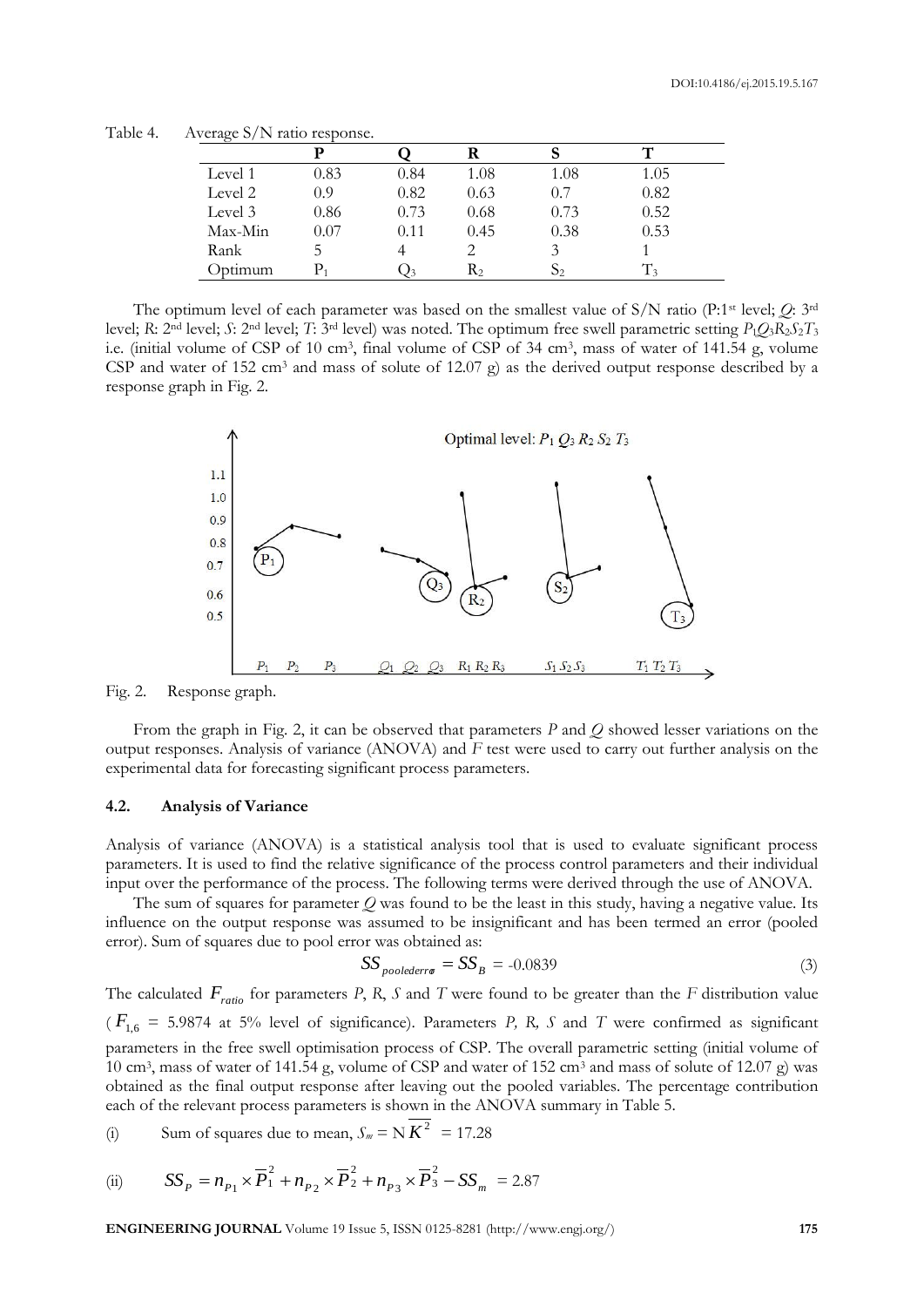Table 4. Average S/N ratio response.

| | P | Q | R | S | T |
|---|---|---|---|---|---|
| Level 1 | 0.83 | 0.84 | 1.08 | 1.08 | 1.05 |
| Level 2 | 0.9 | 0.82 | 0.63 | 0.7 | 0.82 |
| Level 3 | 0.86 | 0.73 | 0.68 | 0.73 | 0.52 |
| Max-Min | 0.07 | 0.11 | 0.45 | 0.38 | 0.53 |
| Rank | 5 | 4 | 2 | 3 | 1 |
| Optimum | $P_1$ | $Q_3$ | $R_2$ | $S_2$ | $T_3$ |

The optimum level of each parameter was based on the smallest value of S/N ratio (P:1[st] level; *Q*: 3[rd] level; *R*: 2[nd] level; *S*: 2[nd] level; *T*: 3[rd] level) was noted. The optimum free swell parametric setting $P_1Q_3R_2S_2T_3$ i.e. (initial volume of CSP of 10 cm$^3$, final volume of CSP of 34 cm$^3$, mass of water of 141.54 g, volume CSP and water of 152 cm$^3$ and mass of solute of 12.07 g) as the derived output response described by a response graph in Fig. 2.

Fig. 2. Response graph.

From the graph in Fig. 2, it can be observed that parameters *P* and *Q* showed lesser variations on the output responses. Analysis of variance (ANOVA) and *F* test were used to carry out further analysis on the experimental data for forecasting significant process parameters.

### 4.2. Analysis of Variance

Analysis of variance (ANOVA) is a statistical analysis tool that is used to evaluate significant process parameters. It is used to find the relative significance of the process control parameters and their individual input over the performance of the process. The following terms were derived through the use of ANOVA.

The sum of squares for parameter *Q* was found to be the least in this study, having a negative value. Its influence on the output response was assumed to be insignificant and has been termed an error (pooled error). Sum of squares due to pool error was obtained as:

$$SS_{poolederror} = SS_B = -0.0839 \quad (3)$$

The calculated $F_{ratio}$ for parameters *P*, *R*, *S* and *T* were found to be greater than the *F* distribution value ($F_{1,6}$ = 5.9874 at 5% level of significance). Parameters *P, R, S* and *T* were confirmed as significant parameters in the free swell optimisation process of CSP. The overall parametric setting (initial volume of 10 cm$^3$, mass of water of 141.54 g, volume of CSP and water of 152 cm$^3$ and mass of solute of 12.07 g) was obtained as the final output response after leaving out the pooled variables. The percentage contribution each of the relevant process parameters is shown in the ANOVA summary in Table 5.

(i) Sum of squares due to mean, $S_m = \mathrm{N}\overline{K^2} = 17.28$

(ii) $SS_P = n_{P1} \times \overline{P}_1^2 + n_{P2} \times \overline{P}_2^2 + n_{P3} \times \overline{P}_3^2 - SS_m = 2.87$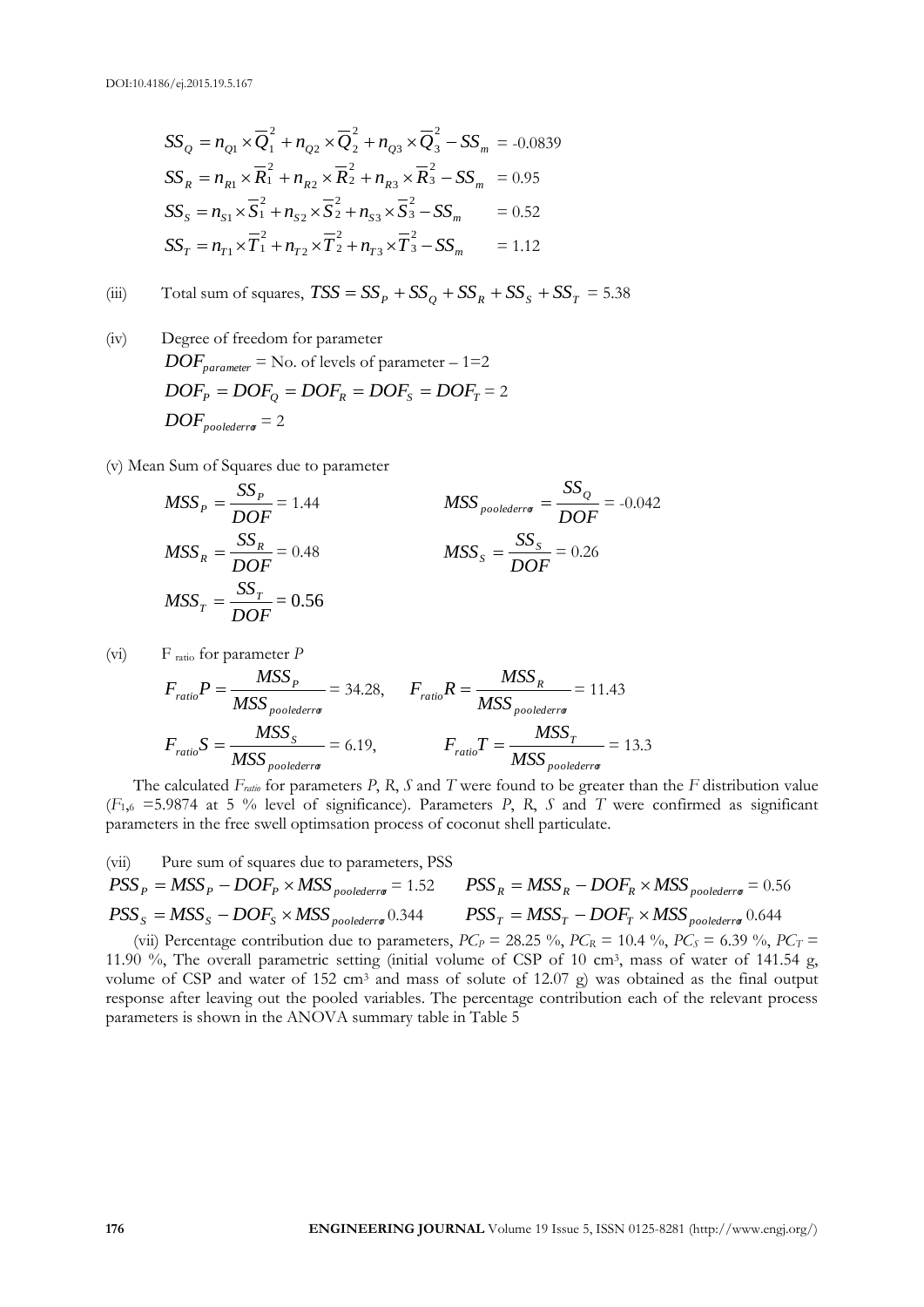$$SS_Q = n_{Q1} \times \overline{Q}_1^2 + n_{Q2} \times \overline{Q}_2^2 + n_{Q3} \times \overline{Q}_3^2 - SS_m = -0.0839$$

$$SS_R = n_{R1} \times \overline{R}_1^2 + n_{R2} \times \overline{R}_2^2 + n_{R3} \times \overline{R}_3^2 - SS_m = 0.95$$

$$SS_S = n_{S1} \times \overline{S}_1^2 + n_{S2} \times \overline{S}_2^2 + n_{S3} \times \overline{S}_3^2 - SS_m = 0.52$$

$$SS_T = n_{T1} \times \overline{T}_1^2 + n_{T2} \times \overline{T}_2^2 + n_{T3} \times \overline{T}_3^2 - SS_m = 1.12$$

(iii) Total sum of squares, $TSS = SS_P + SS_Q + SS_R + SS_S + SS_T = 5.38$

(iv) Degree of freedom for parameter

$DOF_{parameter}$ = No. of levels of parameter – 1=2

$DOF_P = DOF_Q = DOF_R = DOF_S = DOF_T = 2$

$DOF_{poolederror} = 2$

(v) Mean Sum of Squares due to parameter

$$MSS_P = \frac{SS_P}{DOF} = 1.44 \qquad MSS_{poolederror} = \frac{SS_Q}{DOF} = -0.042$$

$$MSS_R = \frac{SS_R}{DOF} = 0.48 \qquad MSS_S = \frac{SS_S}{DOF} = 0.26$$

$$MSS_T = \frac{SS_T}{DOF} = 0.56$$

(vi) $F_{ratio}$ for parameter $P$

$$F_{ratio}P = \frac{MSS_P}{MSS_{poolederror}} = 34.28, \qquad F_{ratio}R = \frac{MSS_R}{MSS_{poolederror}} = 11.43$$

$$F_{ratio}S = \frac{MSS_S}{MSS_{poolederror}} = 6.19, \qquad F_{ratio}T = \frac{MSS_T}{MSS_{poolederror}} = 13.3$$

The calculated $F_{ratio}$ for parameters $P$, $R$, $S$ and $T$ were found to be greater than the $F$ distribution value ($F_{1,6}$ =5.9874 at 5 % level of significance). Parameters $P$, $R$, $S$ and $T$ were confirmed as significant parameters in the free swell optimsation process of coconut shell particulate.

(vii) Pure sum of squares due to parameters, PSS

$$PSS_P = MSS_P - DOF_P \times MSS_{poolederror} = 1.52 \qquad PSS_R = MSS_R - DOF_R \times MSS_{poolederror} = 0.56$$

$$PSS_S = MSS_S - DOF_S \times MSS_{poolederror}\ 0.344 \qquad PSS_T = MSS_T - DOF_T \times MSS_{poolederror}\ 0.644$$

(vii) Percentage contribution due to parameters, $PC_P$ = 28.25 %, $PC_R$ = 10.4 %, $PC_S$ = 6.39 %, $PC_T$ = 11.90 %, The overall parametric setting (initial volume of CSP of 10 cm³, mass of water of 141.54 g, volume of CSP and water of 152 cm³ and mass of solute of 12.07 g) was obtained as the final output response after leaving out the pooled variables. The percentage contribution each of the relevant process parameters is shown in the ANOVA summary table in Table 5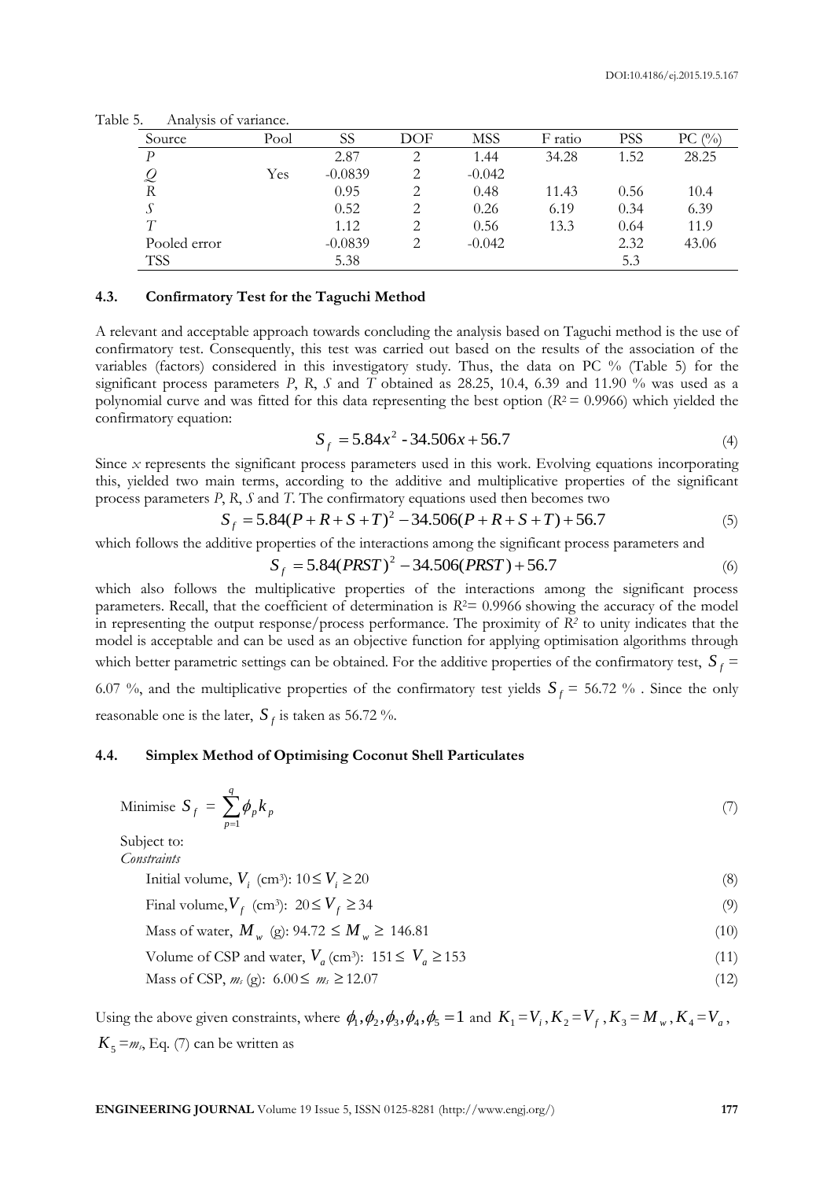Table 5. Analysis of variance.

| Source | Pool | SS | DOF | MSS | F ratio | PSS | PC (%) |
|---|---|---|---|---|---|---|---|
| $P$ | | 2.87 | 2 | 1.44 | 34.28 | 1.52 | 28.25 |
| $Q$ | Yes | -0.0839 | 2 | -0.042 | | | |
| $R$ | | 0.95 | 2 | 0.48 | 11.43 | 0.56 | 10.4 |
| $S$ | | 0.52 | 2 | 0.26 | 6.19 | 0.34 | 6.39 |
| $T$ | | 1.12 | 2 | 0.56 | 13.3 | 0.64 | 11.9 |
| Pooled error | | -0.0839 | 2 | -0.042 | | 2.32 | 43.06 |
| TSS | | 5.38 | | | | 5.3 | |

### 4.3. Confirmatory Test for the Taguchi Method

A relevant and acceptable approach towards concluding the analysis based on Taguchi method is the use of confirmatory test. Consequently, this test was carried out based on the results of the association of the variables (factors) considered in this investigatory study. Thus, the data on PC % (Table 5) for the significant process parameters $P$, $R$, $S$ and $T$ obtained as 28.25, 10.4, 6.39 and 11.90 % was used as a polynomial curve and was fitted for this data representing the best option ($R^2 = 0.9966$) which yielded the confirmatory equation:

$$S_f = 5.84x^2 - 34.506x + 56.7 \tag{4}$$

Since $x$ represents the significant process parameters used in this work. Evolving equations incorporating this, yielded two main terms, according to the additive and multiplicative properties of the significant process parameters $P$, $R$, $S$ and $T$. The confirmatory equations used then becomes two

$$S_f = 5.84(P+R+S+T)^2 - 34.506(P+R+S+T) + 56.7 \tag{5}$$

which follows the additive properties of the interactions among the significant process parameters and

$$S_f = 5.84(PRST)^2 - 34.506(PRST) + 56.7 \tag{6}$$

which also follows the multiplicative properties of the interactions among the significant process parameters. Recall, that the coefficient of determination is $R^2 = 0.9966$ showing the accuracy of the model in representing the output response/process performance. The proximity of $R^2$ to unity indicates that the model is acceptable and can be used as an objective function for applying optimisation algorithms through which better parametric settings can be obtained. For the additive properties of the confirmatory test, $S_f$ = 6.07 %, and the multiplicative properties of the confirmatory test yields $S_f$ = 56.72 % . Since the only reasonable one is the later, $S_f$ is taken as 56.72 %.

### 4.4. Simplex Method of Optimising Coconut Shell Particulates

$$\text{Minimise } S_f = \sum_{p=1}^{q} \phi_p k_p \tag{7}$$

Subject to:

*Constraints*

Initial volume, $V_i$ (cm³): $10 \leq V_i \geq 20$ (8)

Final volume, $V_f$ (cm³): $20 \leq V_f \geq 34$ (9)

Mass of water, $M_w$ (g): $94.72 \leq M_w \geq 146.81$ (10)

Volume of CSP and water, $V_a$ (cm³): $151 \leq V_a \geq 153$ (11)

Mass of CSP, $m_s$ (g): $6.00 \leq m_s \geq 12.07$ (12)

Using the above given constraints, where $\phi_1, \phi_2, \phi_3, \phi_4, \phi_5 = 1$ and $K_1 = V_i, K_2 = V_f, K_3 = M_w, K_4 = V_a$, $K_5 = m_s$, Eq. (7) can be written as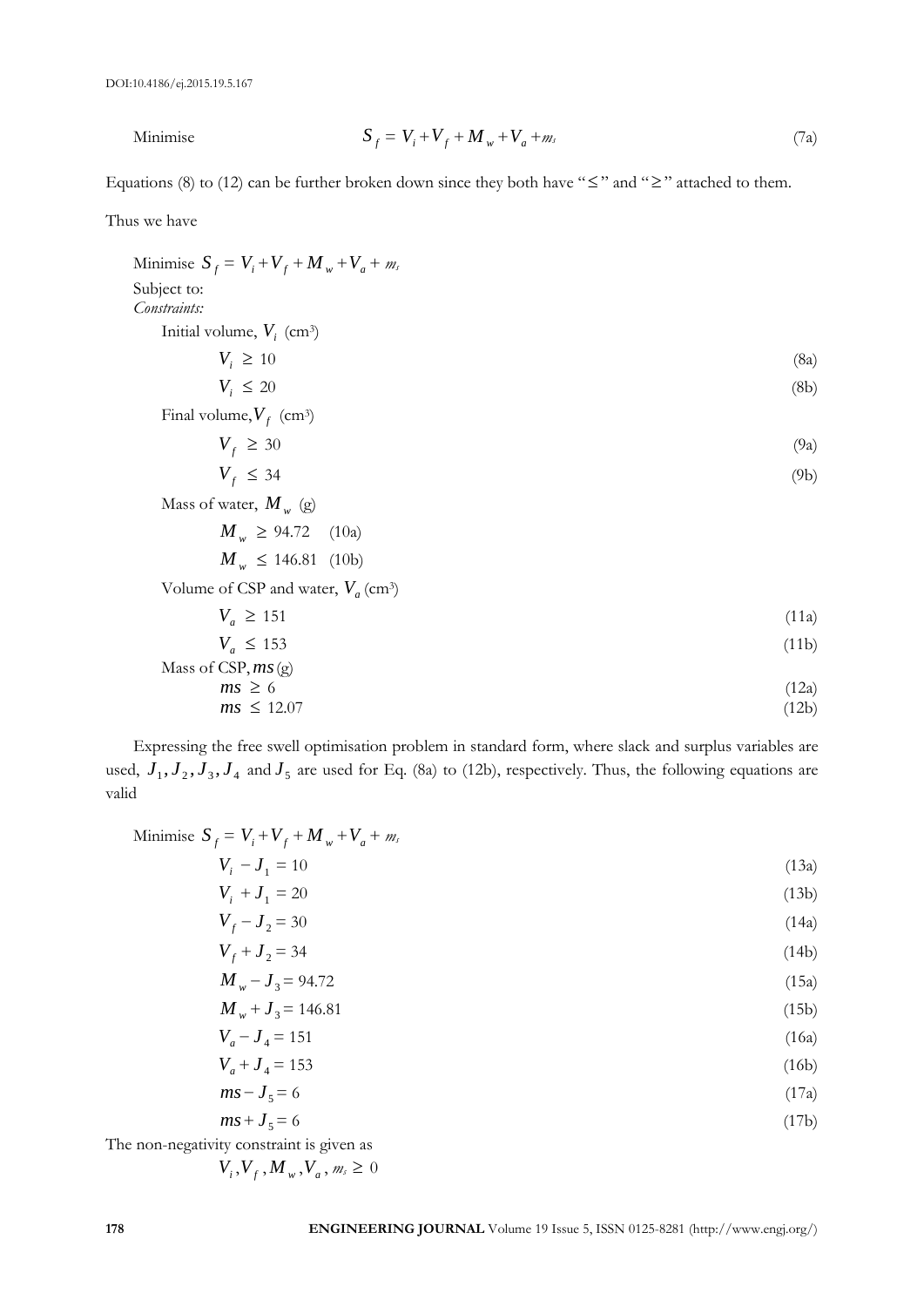Minimise
$$S_f = V_i + V_f + M_w + V_a + m_s \tag{7a}$$

Equations (8) to (12) can be further broken down since they both have "≤" and "≥" attached to them.

Thus we have

Minimise $S_f = V_i + V_f + M_w + V_a + m_s$

Subject to:

*Constraints:*

Initial volume, $V_i$ (cm³)

$$V_i \geq 10 \tag{8a}$$

$$V_i \leq 20 \tag{8b}$$

Final volume, $V_f$ (cm³)

$$V_f \geq 30 \tag{9a}$$

$$V_f \leq 34 \tag{9b}$$

Mass of water, $M_w$ (g)

$$M_w \geq 94.72 \tag{10a}$$

$$M_w \leq 146.81 \tag{10b}$$

Volume of CSP and water, $V_a$ (cm³)

$$V_a \geq 151 \tag{11a}$$

$$V_a \leq 153 \tag{11b}$$

Mass of CSP, $ms$ (g)

$$ms \geq 6 \tag{12a}$$

$$ms \leq 12.07 \tag{12b}$$

Expressing the free swell optimisation problem in standard form, where slack and surplus variables are used, $J_1, J_2, J_3, J_4$ and $J_5$ are used for Eq. (8a) to (12b), respectively. Thus, the following equations are valid

Minimise $S_f = V_i + V_f + M_w + V_a + m_s$

$$V_i - J_1 = 10 \tag{13a}$$

$$V_i + J_1 = 20 \tag{13b}$$

$$V_f - J_2 = 30 \tag{14a}$$

$$V_f + J_2 = 34 \tag{14b}$$

$$M_w - J_3 = 94.72 \tag{15a}$$

$$M_w + J_3 = 146.81 \tag{15b}$$

$$V_a - J_4 = 151 \tag{16a}$$

$$V_a + J_4 = 153 \tag{16b}$$

$$ms - J_5 = 6 \tag{17a}$$

$$ms + J_5 = 6 \tag{17b}$$

The non-negativity constraint is given as

$$V_i, V_f, M_w, V_a, m_s \geq 0$$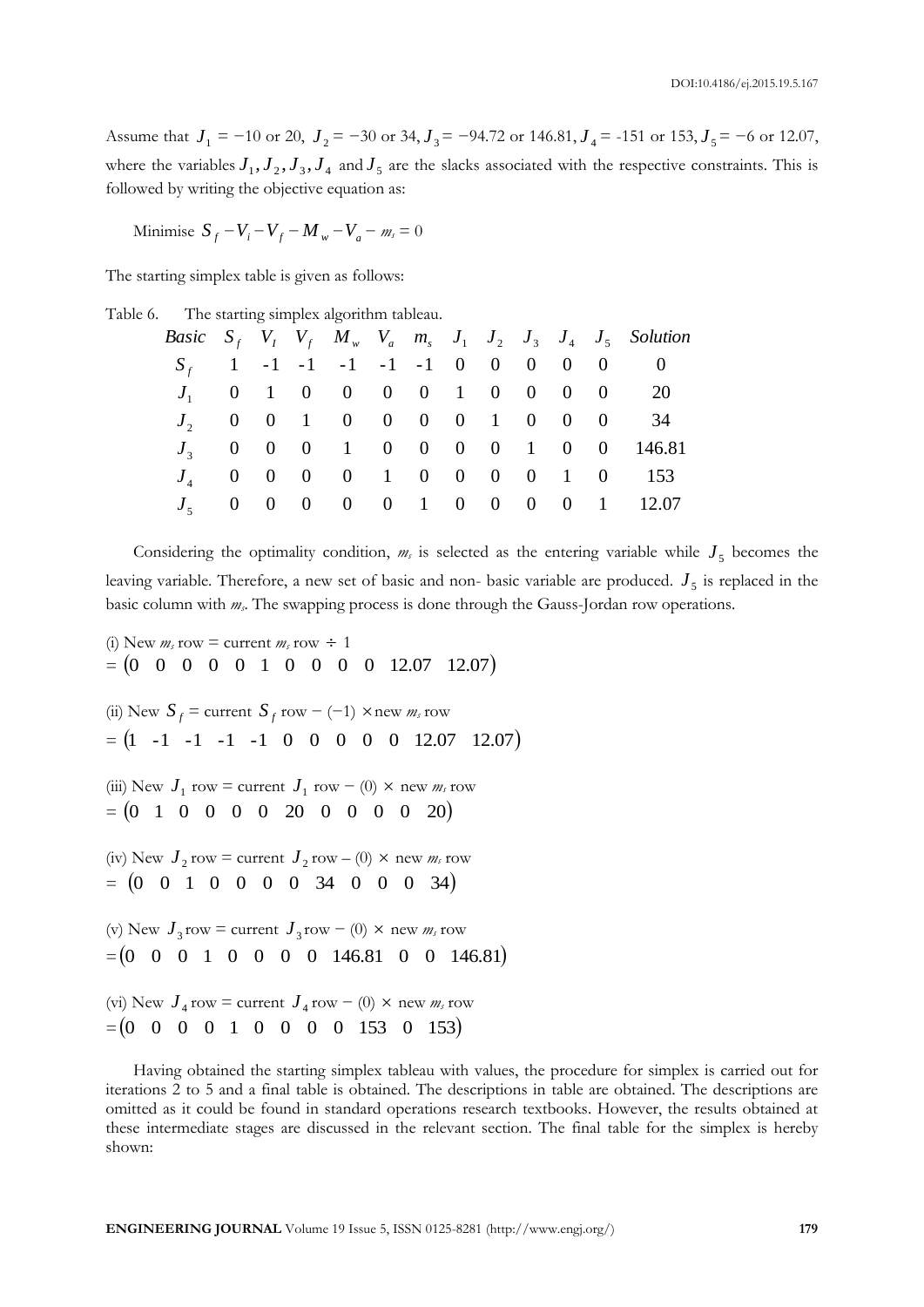Assume that $J_1 = -10$ or 20, $J_2 = -30$ or 34, $J_3 = -94.72$ or 146.81, $J_4 = -151$ or 153, $J_5 = -6$ or 12.07, where the variables $J_1, J_2, J_3, J_4$ and $J_5$ are the slacks associated with the respective constraints. This is followed by writing the objective equation as:

Minimise $S_f - V_i - V_f - M_w - V_a - m_s = 0$

The starting simplex table is given as follows:

Table 6. The starting simplex algorithm tableau.

| *Basic* | $S_f$ | $V_I$ | $V_f$ | $M_w$ | $V_a$ | $m_s$ | $J_1$ | $J_2$ | $J_3$ | $J_4$ | $J_5$ | *Solution* |
|---|---|---|---|---|---|---|---|---|---|---|---|---|
| $S_f$ | 1 | -1 | -1 | -1 | -1 | -1 | 0 | 0 | 0 | 0 | 0 | 0 |
| $J_1$ | 0 | 1 | 0 | 0 | 0 | 0 | 1 | 0 | 0 | 0 | 0 | 20 |
| $J_2$ | 0 | 0 | 1 | 0 | 0 | 0 | 0 | 1 | 0 | 0 | 0 | 34 |
| $J_3$ | 0 | 0 | 0 | 1 | 0 | 0 | 0 | 0 | 1 | 0 | 0 | 146.81 |
| $J_4$ | 0 | 0 | 0 | 0 | 1 | 0 | 0 | 0 | 0 | 1 | 0 | 153 |
| $J_5$ | 0 | 0 | 0 | 0 | 0 | 1 | 0 | 0 | 0 | 0 | 1 | 12.07 |

Considering the optimality condition, $m_s$ is selected as the entering variable while $J_5$ becomes the leaving variable. Therefore, a new set of basic and non- basic variable are produced. $J_5$ is replaced in the basic column with $m_s$. The swapping process is done through the Gauss-Jordan row operations.

(i) New $m_s$ row = current $m_s$ row $\div$ 1
$= (0 \quad 0 \quad 0 \quad 0 \quad 0 \quad 1 \quad 0 \quad 0 \quad 0 \quad 0 \quad 12.07 \quad 12.07)$

(ii) New $S_f$ = current $S_f$ row $-$ $(-1)$ $\times$new $m_s$ row
$= (1 \quad -1 \quad -1 \quad -1 \quad -1 \quad 0 \quad 0 \quad 0 \quad 0 \quad 0 \quad 12.07 \quad 12.07)$

(iii) New $J_1$ row = current $J_1$ row $-$ (0) $\times$ new $m_s$ row
$= (0 \quad 1 \quad 0 \quad 0 \quad 0 \quad 0 \quad 20 \quad 0 \quad 0 \quad 0 \quad 0 \quad 20)$

(iv) New $J_2$ row = current $J_2$ row – (0) $\times$ new $m_s$ row
$= (0 \quad 0 \quad 1 \quad 0 \quad 0 \quad 0 \quad 0 \quad 34 \quad 0 \quad 0 \quad 0 \quad 34)$

(v) New $J_3$ row = current $J_3$ row $-$ (0) $\times$ new $m_s$ row
$= (0 \quad 0 \quad 0 \quad 1 \quad 0 \quad 0 \quad 0 \quad 0 \quad 146.81 \quad 0 \quad 0 \quad 146.81)$

(vi) New $J_4$ row = current $J_4$ row $-$ (0) $\times$ new $m_s$ row
$= (0 \quad 0 \quad 0 \quad 0 \quad 1 \quad 0 \quad 0 \quad 0 \quad 0 \quad 153 \quad 0 \quad 153)$

Having obtained the starting simplex tableau with values, the procedure for simplex is carried out for iterations 2 to 5 and a final table is obtained. The descriptions in table are obtained. The descriptions are omitted as it could be found in standard operations research textbooks. However, the results obtained at these intermediate stages are discussed in the relevant section. The final table for the simplex is hereby shown: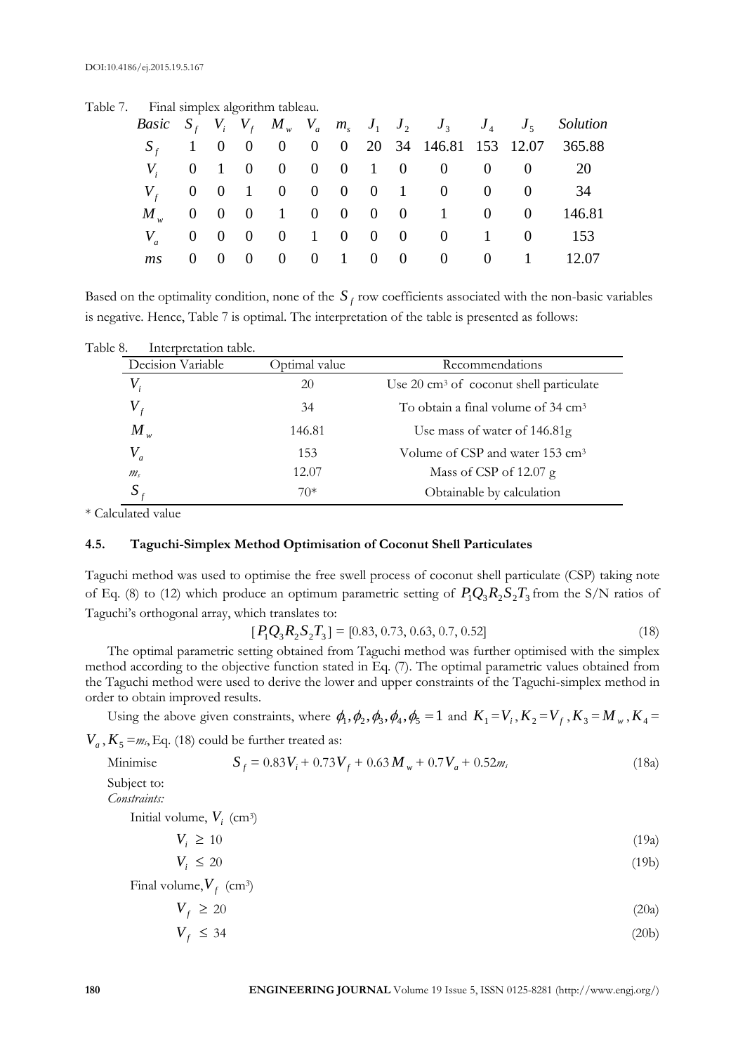Table 7. Final simplex algorithm tableau.

| *Basic* | $S_f$ | $V_i$ | $V_f$ | $M_w$ | $V_a$ | $m_s$ | $J_1$ | $J_2$ | $J_3$ | $J_4$ | $J_5$ | *Solution* |
|---|---|---|---|---|---|---|---|---|---|---|---|---|
| $S_f$ | 1 | 0 | 0 | 0 | 0 | 0 | 20 | 34 | 146.81 | 153 | 12.07 | 365.88 |
| $V_i$ | 0 | 1 | 0 | 0 | 0 | 0 | 1 | 0 | 0 | 0 | 0 | 20 |
| $V_f$ | 0 | 0 | 1 | 0 | 0 | 0 | 0 | 1 | 0 | 0 | 0 | 34 |
| $M_w$ | 0 | 0 | 0 | 1 | 0 | 0 | 0 | 0 | 1 | 0 | 0 | 146.81 |
| $V_a$ | 0 | 0 | 0 | 0 | 1 | 0 | 0 | 0 | 0 | 1 | 0 | 153 |
| *ms* | 0 | 0 | 0 | 0 | 0 | 1 | 0 | 0 | 0 | 0 | 1 | 12.07 |

Based on the optimality condition, none of the $S_f$ row coefficients associated with the non-basic variables is negative. Hence, Table 7 is optimal. The interpretation of the table is presented as follows:

Table 8. Interpretation table.

| Decision Variable | Optimal value | Recommendations |
|---|---|---|
| $V_i$ | 20 | Use 20 cm³ of coconut shell particulate |
| $V_f$ | 34 | To obtain a final volume of 34 cm³ |
| $M_w$ | 146.81 | Use mass of water of 146.81g |
| $V_a$ | 153 | Volume of CSP and water 153 cm³ |
| $m_s$ | 12.07 | Mass of CSP of 12.07 g |
| $S_f$ | 70* | Obtainable by calculation |

\* Calculated value

### 4.5. Taguchi-Simplex Method Optimisation of Coconut Shell Particulates

Taguchi method was used to optimise the free swell process of coconut shell particulate (CSP) taking note of Eq. (8) to (12) which produce an optimum parametric setting of $P_1Q_3R_2S_2T_3$ from the S/N ratios of Taguchi's orthogonal array, which translates to:

$$[P_1Q_3R_2S_2T_3] = [0.83, 0.73, 0.63, 0.7, 0.52] \tag{18}$$

The optimal parametric setting obtained from Taguchi method was further optimised with the simplex method according to the objective function stated in Eq. (7). The optimal parametric values obtained from the Taguchi method were used to derive the lower and upper constraints of the Taguchi-simplex method in order to obtain improved results.

Using the above given constraints, where $\phi_1, \phi_2, \phi_3, \phi_4, \phi_5 = 1$ and $K_1 = V_i, K_2 = V_f, K_3 = M_w, K_4 = V_a, K_5 = m_s$, Eq. (18) could be further treated as:

Minimise
$$S_f = 0.83V_i + 0.73V_f + 0.63M_w + 0.7V_a + 0.52m_s \tag{18a}$$

Subject to:

*Constraints:*

Initial volume, $V_i$ (cm³)

$$V_i \geq 10 \tag{19a}$$

$$V_i \leq 20 \tag{19b}$$

Final volume, $V_f$ (cm³)

$$V_f \geq 20 \tag{20a}$$

$$V_f \leq 34 \tag{20b}$$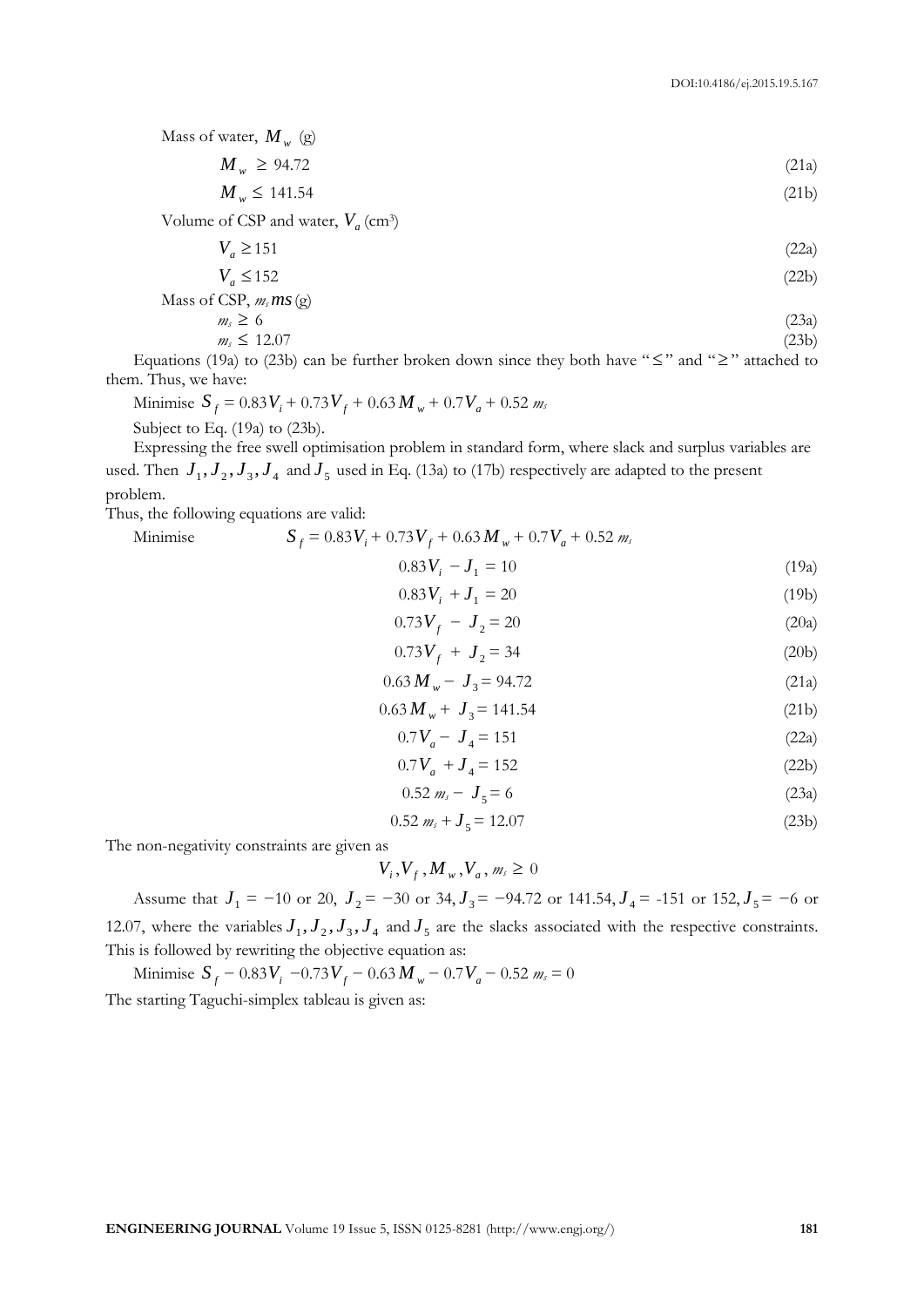Mass of water, $M_w$ (g)

$$M_w \geq 94.72 \tag{21a}$$

$$M_w \leq 141.54 \tag{21b}$$

Volume of CSP and water, $V_a$ (cm³)

$$V_a \geq 151 \tag{22a}$$

$$V_a \leq 152 \tag{22b}$$

Mass of CSP, $m_s$ (g)

$$m_s \geq 6 \tag{23a}$$

$$m_s \leq 12.07 \tag{23b}$$

Equations (19a) to (23b) can be further broken down since they both have "≤" and "≥" attached to them. Thus, we have:

Minimise $S_f = 0.83V_i + 0.73V_f + 0.63M_w + 0.7V_a + 0.52\, m_s$

Subject to Eq. (19a) to (23b).

Expressing the free swell optimisation problem in standard form, where slack and surplus variables are used. Then $J_1, J_2, J_3, J_4$ and $J_5$ used in Eq. (13a) to (17b) respectively are adapted to the present problem.

Thus, the following equations are valid:

Minimise $S_f = 0.83V_i + 0.73V_f + 0.63M_w + 0.7V_a + 0.52\, m_s$

$$0.83V_i - J_1 = 10 \tag{19a}$$

$$0.83V_i + J_1 = 20 \tag{19b}$$

$$0.73V_f - J_2 = 20 \tag{20a}$$

$$0.73V_f + J_2 = 34 \tag{20b}$$

$$0.63M_w - J_3 = 94.72 \tag{21a}$$

$$0.63M_w + J_3 = 141.54 \tag{21b}$$

$$0.7V_a - J_4 = 151 \tag{22a}$$

$$0.7V_a + J_4 = 152 \tag{22b}$$

$$0.52\, m_s - J_5 = 6 \tag{23a}$$

$$0.52\, m_s + J_5 = 12.07 \tag{23b}$$

The non-negativity constraints are given as

$$V_i, V_f, M_w, V_a, m_s \geq 0$$

Assume that $J_1 = -10$ or 20, $J_2 = -30$ or 34, $J_3 = -94.72$ or 141.54, $J_4 = -151$ or 152, $J_5 = -6$ or 12.07, where the variables $J_1, J_2, J_3, J_4$ and $J_5$ are the slacks associated with the respective constraints. This is followed by rewriting the objective equation as:

Minimise $S_f - 0.83V_i - 0.73V_f - 0.63M_w - 0.7V_a - 0.52\, m_s = 0$

The starting Taguchi-simplex tableau is given as: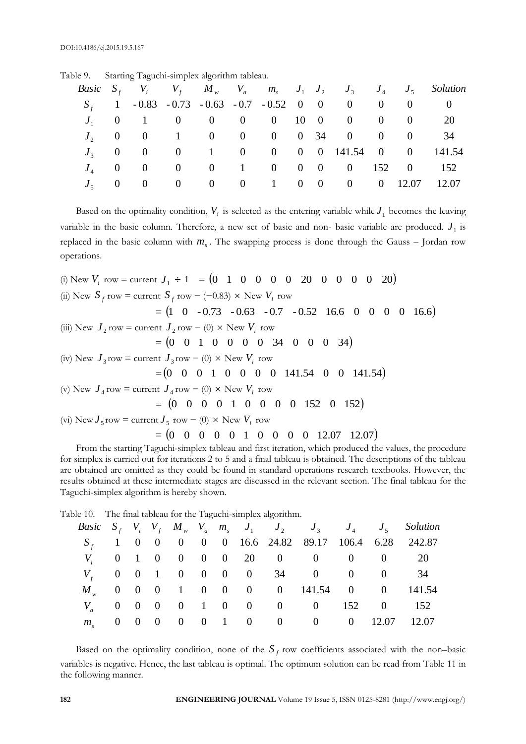Table 9. Starting Taguchi-simplex algorithm tableau.

| Basic | $S_f$ | $V_i$ | $V_f$ | $M_w$ | $V_a$ | $m_s$ | $J_1$ | $J_2$ | $J_3$ | $J_4$ | $J_5$ | Solution |
|---|---|---|---|---|---|---|---|---|---|---|---|---|
| $S_f$ | 1 | -0.83 | -0.73 | -0.63 | -0.7 | -0.52 | 0 | 0 | 0 | 0 | 0 | 0 |
| $J_1$ | 0 | 1 | 0 | 0 | 0 | 0 | 10 | 0 | 0 | 0 | 0 | 20 |
| $J_2$ | 0 | 0 | 1 | 0 | 0 | 0 | 0 | 34 | 0 | 0 | 0 | 34 |
| $J_3$ | 0 | 0 | 0 | 1 | 0 | 0 | 0 | 0 | 141.54 | 0 | 0 | 141.54 |
| $J_4$ | 0 | 0 | 0 | 0 | 1 | 0 | 0 | 0 | 0 | 152 | 0 | 152 |
| $J_5$ | 0 | 0 | 0 | 0 | 0 | 1 | 0 | 0 | 0 | 0 | 12.07 | 12.07 |

Based on the optimality condition, $V_i$ is selected as the entering variable while $J_1$ becomes the leaving variable in the basic column. Therefore, a new set of basic and non- basic variable are produced. $J_1$ is replaced in the basic column with $m_s$. The swapping process is done through the Gauss – Jordan row operations.

(i) New $V_i$ row = current $J_1 \div 1 = (0 \;\; 1 \;\; 0 \;\; 0 \;\; 0 \;\; 0 \;\; 0 \;\; 20 \;\; 0 \;\; 0 \;\; 0 \;\; 0 \;\; 20)$

(ii) New $S_f$ row = current $S_f$ row $-$ ($-$0.83) $\times$ New $V_i$ row

$= (1 \;\; 0 \;\; -0.73 \;\; -0.63 \;\; -0.7 \;\; -0.52 \;\; 16.6 \;\; 0 \;\; 0 \;\; 0 \;\; 0 \;\; 16.6)$

(iii) New $J_2$ row = current $J_2$ row $-$ (0) $\times$ New $V_i$ row

$= (0 \;\; 0 \;\; 1 \;\; 0 \;\; 0 \;\; 0 \;\; 0 \;\; 34 \;\; 0 \;\; 0 \;\; 0 \;\; 34)$

(iv) New $J_3$ row = current $J_3$ row $-$ (0) $\times$ New $V_i$ row

$= (0 \;\; 0 \;\; 0 \;\; 1 \;\; 0 \;\; 0 \;\; 0 \;\; 0 \;\; 141.54 \;\; 0 \;\; 0 \;\; 141.54)$

(v) New $J_4$ row = current $J_4$ row $-$ (0) $\times$ New $V_i$ row

$= (0 \;\; 0 \;\; 0 \;\; 0 \;\; 1 \;\; 0 \;\; 0 \;\; 0 \;\; 0 \;\; 152 \;\; 0 \;\; 152)$

(vi) New $J_5$ row = current $J_5$ row $-$ (0) $\times$ New $V_i$ row

$= (0 \;\; 0 \;\; 0 \;\; 0 \;\; 0 \;\; 1 \;\; 0 \;\; 0 \;\; 0 \;\; 0 \;\; 12.07 \;\; 12.07)$

From the starting Taguchi-simplex tableau and first iteration, which produced the values, the procedure for simplex is carried out for iterations 2 to 5 and a final tableau is obtained. The descriptions of the tableau are obtained are omitted as they could be found in standard operations research textbooks. However, the results obtained at these intermediate stages are discussed in the relevant section. The final tableau for the Taguchi-simplex algorithm is hereby shown.

Table 10. The final tableau for the Taguchi-simplex algorithm.

| Basic | $S_f$ | $V_i$ | $V_f$ | $M_w$ | $V_a$ | $m_s$ | $J_1$ | $J_2$ | $J_3$ | $J_4$ | $J_5$ | Solution |
|---|---|---|---|---|---|---|---|---|---|---|---|---|
| $S_f$ | 1 | 0 | 0 | 0 | 0 | 0 | 16.6 | 24.82 | 89.17 | 106.4 | 6.28 | 242.87 |
| $V_i$ | 0 | 1 | 0 | 0 | 0 | 0 | 20 | 0 | 0 | 0 | 0 | 20 |
| $V_f$ | 0 | 0 | 1 | 0 | 0 | 0 | 0 | 34 | 0 | 0 | 0 | 34 |
| $M_w$ | 0 | 0 | 0 | 1 | 0 | 0 | 0 | 0 | 141.54 | 0 | 0 | 141.54 |
| $V_a$ | 0 | 0 | 0 | 0 | 1 | 0 | 0 | 0 | 0 | 152 | 0 | 152 |
| $m_s$ | 0 | 0 | 0 | 0 | 0 | 1 | 0 | 0 | 0 | 0 | 12.07 | 12.07 |

Based on the optimality condition, none of the $S_f$ row coefficients associated with the non–basic variables is negative. Hence, the last tableau is optimal. The optimum solution can be read from Table 11 in the following manner.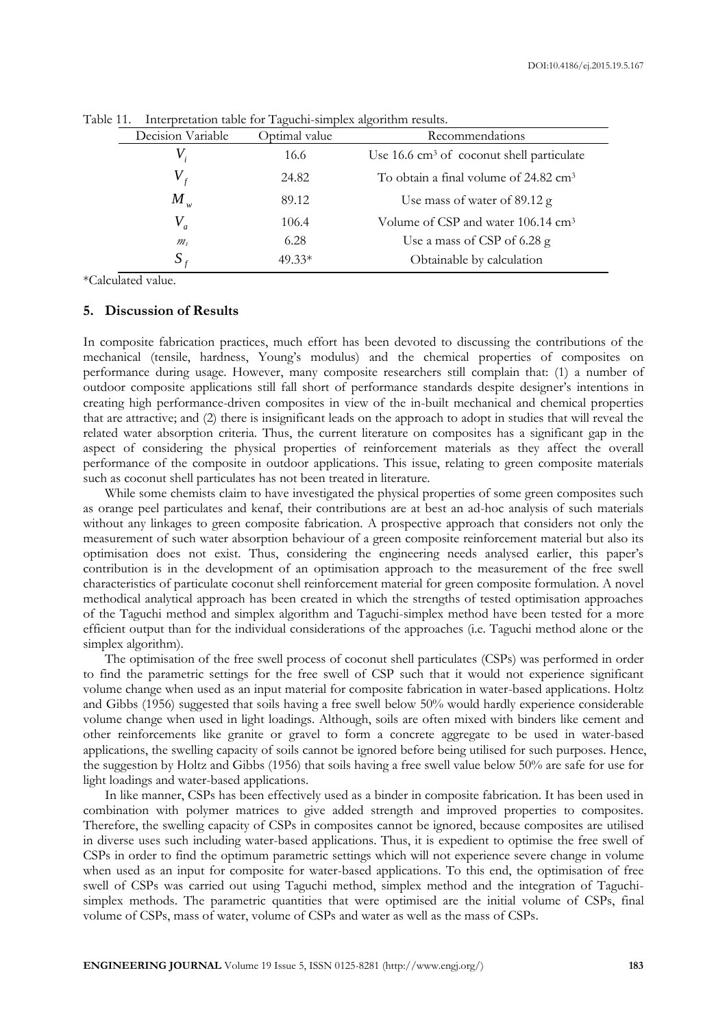Table 11. Interpretation table for Taguchi-simplex algorithm results.

| Decision Variable | Optimal value | Recommendations |
|---|---|---|
| $V_i$ | 16.6 | Use 16.6 cm$^3$ of coconut shell particulate |
| $V_f$ | 24.82 | To obtain a final volume of 24.82 cm$^3$ |
| $M_w$ | 89.12 | Use mass of water of 89.12 g |
| $V_a$ | 106.4 | Volume of CSP and water 106.14 cm$^3$ |
| $m_s$ | 6.28 | Use a mass of CSP of 6.28 g |
| $S_f$ | 49.33* | Obtainable by calculation |

*Calculated value.

## 5. Discussion of Results

In composite fabrication practices, much effort has been devoted to discussing the contributions of the mechanical (tensile, hardness, Young's modulus) and the chemical properties of composites on performance during usage. However, many composite researchers still complain that: (1) a number of outdoor composite applications still fall short of performance standards despite designer's intentions in creating high performance-driven composites in view of the in-built mechanical and chemical properties that are attractive; and (2) there is insignificant leads on the approach to adopt in studies that will reveal the related water absorption criteria. Thus, the current literature on composites has a significant gap in the aspect of considering the physical properties of reinforcement materials as they affect the overall performance of the composite in outdoor applications. This issue, relating to green composite materials such as coconut shell particulates has not been treated in literature.

While some chemists claim to have investigated the physical properties of some green composites such as orange peel particulates and kenaf, their contributions are at best an ad-hoc analysis of such materials without any linkages to green composite fabrication. A prospective approach that considers not only the measurement of such water absorption behaviour of a green composite reinforcement material but also its optimisation does not exist. Thus, considering the engineering needs analysed earlier, this paper's contribution is in the development of an optimisation approach to the measurement of the free swell characteristics of particulate coconut shell reinforcement material for green composite formulation. A novel methodical analytical approach has been created in which the strengths of tested optimisation approaches of the Taguchi method and simplex algorithm and Taguchi-simplex method have been tested for a more efficient output than for the individual considerations of the approaches (i.e. Taguchi method alone or the simplex algorithm).

The optimisation of the free swell process of coconut shell particulates (CSPs) was performed in order to find the parametric settings for the free swell of CSP such that it would not experience significant volume change when used as an input material for composite fabrication in water-based applications. Holtz and Gibbs (1956) suggested that soils having a free swell below 50% would hardly experience considerable volume change when used in light loadings. Although, soils are often mixed with binders like cement and other reinforcements like granite or gravel to form a concrete aggregate to be used in water-based applications, the swelling capacity of soils cannot be ignored before being utilised for such purposes. Hence, the suggestion by Holtz and Gibbs (1956) that soils having a free swell value below 50% are safe for use for light loadings and water-based applications.

In like manner, CSPs has been effectively used as a binder in composite fabrication. It has been used in combination with polymer matrices to give added strength and improved properties to composites. Therefore, the swelling capacity of CSPs in composites cannot be ignored, because composites are utilised in diverse uses such including water-based applications. Thus, it is expedient to optimise the free swell of CSPs in order to find the optimum parametric settings which will not experience severe change in volume when used as an input for composite for water-based applications. To this end, the optimisation of free swell of CSPs was carried out using Taguchi method, simplex method and the integration of Taguchi-simplex methods. The parametric quantities that were optimised are the initial volume of CSPs, final volume of CSPs, mass of water, volume of CSPs and water as well as the mass of CSPs.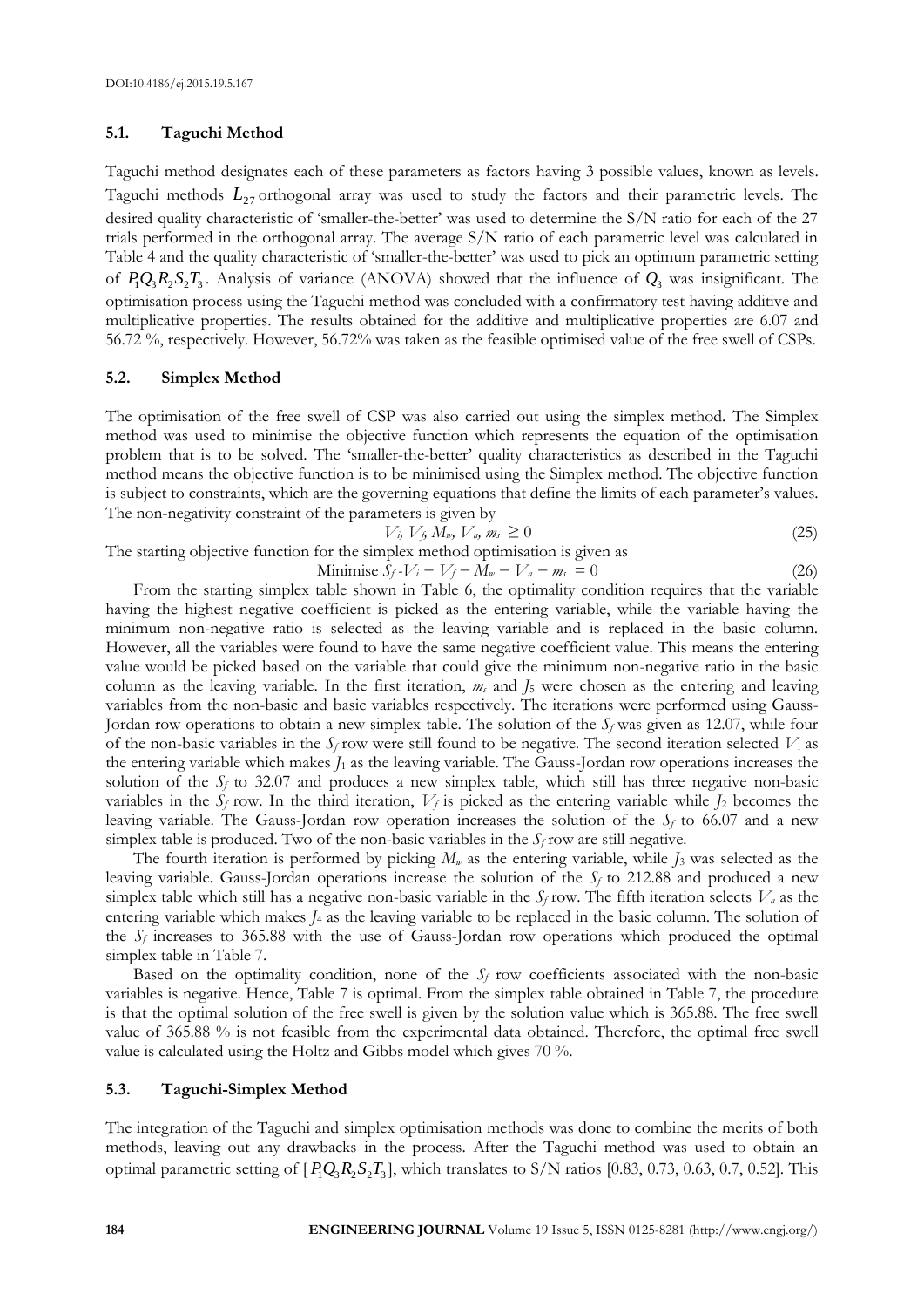### 5.1. Taguchi Method

Taguchi method designates each of these parameters as factors having 3 possible values, known as levels. Taguchi methods $L_{27}$ orthogonal array was used to study the factors and their parametric levels. The desired quality characteristic of 'smaller-the-better' was used to determine the S/N ratio for each of the 27 trials performed in the orthogonal array. The average S/N ratio of each parametric level was calculated in Table 4 and the quality characteristic of 'smaller-the-better' was used to pick an optimum parametric setting of $P_1Q_3R_2S_2T_3$. Analysis of variance (ANOVA) showed that the influence of $Q_3$ was insignificant. The optimisation process using the Taguchi method was concluded with a confirmatory test having additive and multiplicative properties. The results obtained for the additive and multiplicative properties are 6.07 and 56.72 %, respectively. However, 56.72% was taken as the feasible optimised value of the free swell of CSPs.

### 5.2. Simplex Method

The optimisation of the free swell of CSP was also carried out using the simplex method. The Simplex method was used to minimise the objective function which represents the equation of the optimisation problem that is to be solved. The 'smaller-the-better' quality characteristics as described in the Taguchi method means the objective function is to be minimised using the Simplex method. The objective function is subject to constraints, which are the governing equations that define the limits of each parameter's values. The non-negativity constraint of the parameters is given by

$$V_i,\ V_f,\ M_w,\ V_a,\ m_s \geq 0 \tag{25}$$

The starting objective function for the simplex method optimisation is given as

$$\text{Minimise } S_f - V_i - V_f - M_w - V_a - m_s = 0 \tag{26}$$

From the starting simplex table shown in Table 6, the optimality condition requires that the variable having the highest negative coefficient is picked as the entering variable, while the variable having the minimum non-negative ratio is selected as the leaving variable and is replaced in the basic column. However, all the variables were found to have the same negative coefficient value. This means the entering value would be picked based on the variable that could give the minimum non-negative ratio in the basic column as the leaving variable. In the first iteration, $m_s$ and $J_5$ were chosen as the entering and leaving variables from the non-basic and basic variables respectively. The iterations were performed using Gauss-Jordan row operations to obtain a new simplex table. The solution of the $S_f$ was given as 12.07, while four of the non-basic variables in the $S_f$ row were still found to be negative. The second iteration selected $V_i$ as the entering variable which makes $J_1$ as the leaving variable. The Gauss-Jordan row operations increases the solution of the $S_f$ to 32.07 and produces a new simplex table, which still has three negative non-basic variables in the $S_f$ row. In the third iteration, $V_f$ is picked as the entering variable while $J_2$ becomes the leaving variable. The Gauss-Jordan row operation increases the solution of the $S_f$ to 66.07 and a new simplex table is produced. Two of the non-basic variables in the $S_f$ row are still negative.

The fourth iteration is performed by picking $M_w$ as the entering variable, while $J_3$ was selected as the leaving variable. Gauss-Jordan operations increase the solution of the $S_f$ to 212.88 and produced a new simplex table which still has a negative non-basic variable in the $S_f$ row. The fifth iteration selects $V_a$ as the entering variable which makes $J_4$ as the leaving variable to be replaced in the basic column. The solution of the $S_f$ increases to 365.88 with the use of Gauss-Jordan row operations which produced the optimal simplex table in Table 7.

Based on the optimality condition, none of the $S_f$ row coefficients associated with the non-basic variables is negative. Hence, Table 7 is optimal. From the simplex table obtained in Table 7, the procedure is that the optimal solution of the free swell is given by the solution value which is 365.88. The free swell value of 365.88 % is not feasible from the experimental data obtained. Therefore, the optimal free swell value is calculated using the Holtz and Gibbs model which gives 70 %.

### 5.3. Taguchi-Simplex Method

The integration of the Taguchi and simplex optimisation methods was done to combine the merits of both methods, leaving out any drawbacks in the process. After the Taguchi method was used to obtain an optimal parametric setting of [$P_1Q_3R_2S_2T_3$], which translates to S/N ratios [0.83, 0.73, 0.63, 0.7, 0.52]. This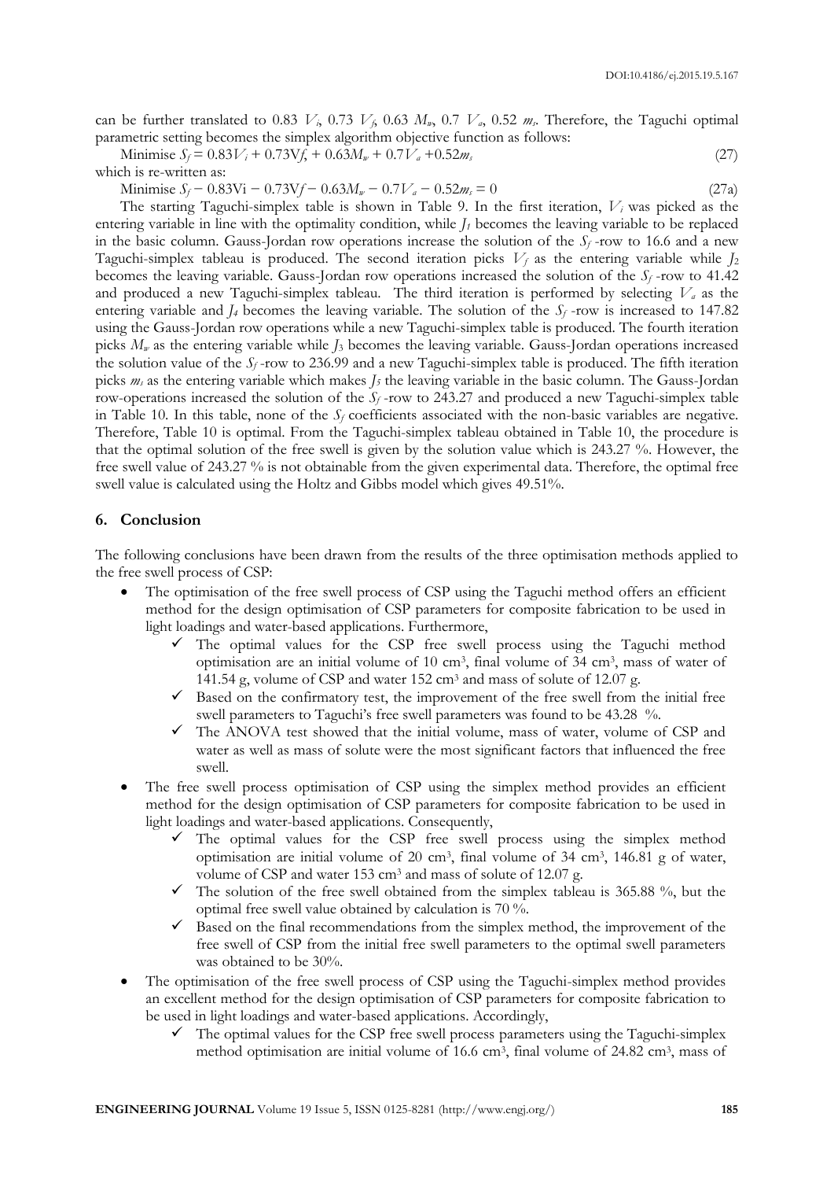can be further translated to 0.83 $V_i$, 0.73 $V_f$, 0.63 $M_w$, 0.7 $V_a$, 0.52 $m_s$. Therefore, the Taguchi optimal parametric setting becomes the simplex algorithm objective function as follows:

$$\text{Minimise } S_f = 0.83V_i + 0.73V_f + 0.63M_w + 0.7V_a + 0.52m_s \tag{27}$$

which is re-written as:

$$\text{Minimise } S_f - 0.83V_i - 0.73V_f - 0.63M_w - 0.7V_a - 0.52m_s = 0 \tag{27a}$$

The starting Taguchi-simplex table is shown in Table 9. In the first iteration, $V_i$ was picked as the entering variable in line with the optimality condition, while $J_1$ becomes the leaving variable to be replaced in the basic column. Gauss-Jordan row operations increase the solution of the $S_f$ -row to 16.6 and a new Taguchi-simplex tableau is produced. The second iteration picks $V_f$ as the entering variable while $J_2$ becomes the leaving variable. Gauss-Jordan row operations increased the solution of the $S_f$ -row to 41.42 and produced a new Taguchi-simplex tableau. The third iteration is performed by selecting $V_a$ as the entering variable and $J_4$ becomes the leaving variable. The solution of the $S_f$ -row is increased to 147.82 using the Gauss-Jordan row operations while a new Taguchi-simplex table is produced. The fourth iteration picks $M_w$ as the entering variable while $J_3$ becomes the leaving variable. Gauss-Jordan operations increased the solution value of the $S_f$ -row to 236.99 and a new Taguchi-simplex table is produced. The fifth iteration picks $m_s$ as the entering variable which makes $J_5$ the leaving variable in the basic column. The Gauss-Jordan row-operations increased the solution of the $S_f$ -row to 243.27 and produced a new Taguchi-simplex table in Table 10. In this table, none of the $S_f$ coefficients associated with the non-basic variables are negative. Therefore, Table 10 is optimal. From the Taguchi-simplex tableau obtained in Table 10, the procedure is that the optimal solution of the free swell is given by the solution value which is 243.27 %. However, the free swell value of 243.27 % is not obtainable from the given experimental data. Therefore, the optimal free swell value is calculated using the Holtz and Gibbs model which gives 49.51%.

## 6. Conclusion

The following conclusions have been drawn from the results of the three optimisation methods applied to the free swell process of CSP:

- The optimisation of the free swell process of CSP using the Taguchi method offers an efficient method for the design optimisation of CSP parameters for composite fabrication to be used in light loadings and water-based applications. Furthermore,
  - ✓ The optimal values for the CSP free swell process using the Taguchi method optimisation are an initial volume of 10 cm$^3$, final volume of 34 cm$^3$, mass of water of 141.54 g, volume of CSP and water 152 cm$^3$ and mass of solute of 12.07 g.
  - ✓ Based on the confirmatory test, the improvement of the free swell from the initial free swell parameters to Taguchi's free swell parameters was found to be 43.28 %.
  - ✓ The ANOVA test showed that the initial volume, mass of water, volume of CSP and water as well as mass of solute were the most significant factors that influenced the free swell.
- The free swell process optimisation of CSP using the simplex method provides an efficient method for the design optimisation of CSP parameters for composite fabrication to be used in light loadings and water-based applications. Consequently,
  - ✓ The optimal values for the CSP free swell process using the simplex method optimisation are initial volume of 20 cm$^3$, final volume of 34 cm$^3$, 146.81 g of water, volume of CSP and water 153 cm$^3$ and mass of solute of 12.07 g.
  - ✓ The solution of the free swell obtained from the simplex tableau is 365.88 %, but the optimal free swell value obtained by calculation is 70 %.
  - ✓ Based on the final recommendations from the simplex method, the improvement of the free swell of CSP from the initial free swell parameters to the optimal swell parameters was obtained to be 30%.
- The optimisation of the free swell process of CSP using the Taguchi-simplex method provides an excellent method for the design optimisation of CSP parameters for composite fabrication to be used in light loadings and water-based applications. Accordingly,
  - ✓ The optimal values for the CSP free swell process parameters using the Taguchi-simplex method optimisation are initial volume of 16.6 cm$^3$, final volume of 24.82 cm$^3$, mass of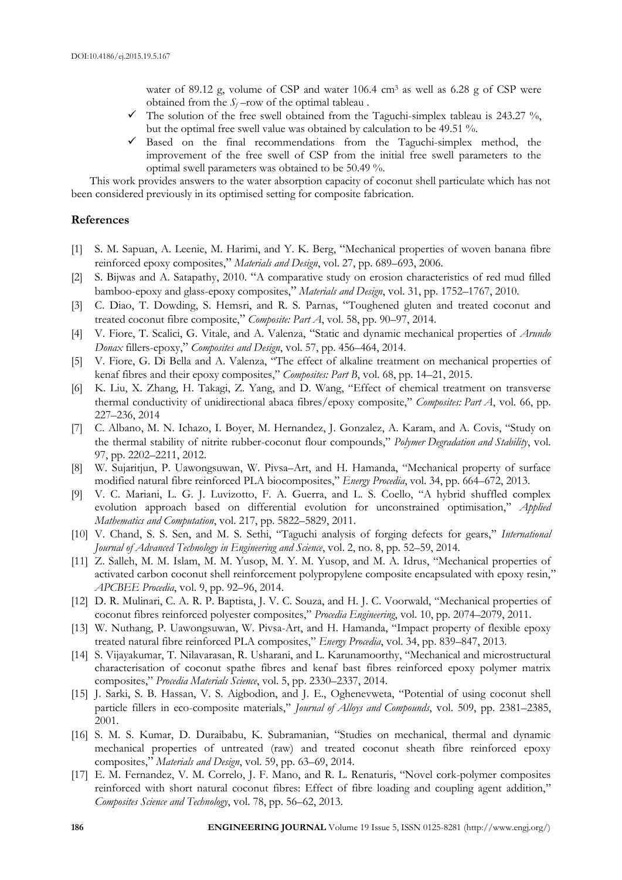water of 89.12 g, volume of CSP and water 106.4 cm$^3$ as well as 6.28 g of CSP were obtained from the $S_f$ –row of the optimal tableau .

- ✓ The solution of the free swell obtained from the Taguchi-simplex tableau is 243.27 %, but the optimal free swell value was obtained by calculation to be 49.51 %.
- ✓ Based on the final recommendations from the Taguchi-simplex method, the improvement of the free swell of CSP from the initial free swell parameters to the optimal swell parameters was obtained to be 50.49 %.

This work provides answers to the water absorption capacity of coconut shell particulate which has not been considered previously in its optimised setting for composite fabrication.

## References

[1] S. M. Sapuan, A. Leenie, M. Harimi, and Y. K. Berg, "Mechanical properties of woven banana fibre reinforced epoxy composites," *Materials and Design*, vol. 27, pp. 689–693, 2006.

[2] S. Bijwas and A. Satapathy, 2010. "A comparative study on erosion characteristics of red mud filled bamboo-epoxy and glass-epoxy composites," *Materials and Design*, vol. 31, pp. 1752–1767, 2010.

[3] C. Diao, T. Dowding, S. Hemsri, and R. S. Parnas, "Toughened gluten and treated coconut and treated coconut fibre composite," *Composite: Part A*, vol. 58, pp. 90–97, 2014.

[4] V. Fiore, T. Scalici, G. Vitale, and A. Valenza, "Static and dynamic mechanical properties of *Arundo Donax* fillers-epoxy," *Composites and Design*, vol. 57, pp. 456–464, 2014.

[5] V. Fiore, G. Di Bella and A. Valenza, "The effect of alkaline treatment on mechanical properties of kenaf fibres and their epoxy composites," *Composites: Part B*, vol. 68, pp. 14–21, 2015.

[6] K. Liu, X. Zhang, H. Takagi, Z. Yang, and D. Wang, "Effect of chemical treatment on transverse thermal conductivity of unidirectional abaca fibres/epoxy composite," *Composites: Part A*, vol. 66, pp. 227–236, 2014

[7] C. Albano, M. N. Ichazo, I. Boyer, M. Hernandez, J. Gonzalez, A. Karam, and A. Covis, "Study on the thermal stability of nitrite rubber-coconut flour compounds," *Polymer Degradation and Stability*, vol. 97, pp. 2202–2211, 2012.

[8] W. Sujaritjun, P. Uawongsuwan, W. Pivsa–Art, and H. Hamanda, "Mechanical property of surface modified natural fibre reinforced PLA biocomposites," *Energy Procedia*, vol. 34, pp. 664–672, 2013.

[9] V. C. Mariani, L. G. J. Luvizotto, F. A. Guerra, and L. S. Coello, "A hybrid shuffled complex evolution approach based on differential evolution for unconstrained optimisation," *Applied Mathematics and Computation*, vol. 217, pp. 5822–5829, 2011.

[10] V. Chand, S. S. Sen, and M. S. Sethi, "Taguchi analysis of forging defects for gears," *International Journal of Advanced Technology in Engineering and Science*, vol. 2, no. 8, pp. 52–59, 2014.

[11] Z. Salleh, M. M. Islam, M. M. Yusop, M. Y. M. Yusop, and M. A. Idrus, "Mechanical properties of activated carbon coconut shell reinforcement polypropylene composite encapsulated with epoxy resin," *APCBEE Procedia*, vol. 9, pp. 92–96, 2014.

[12] D. R. Mulinari, C. A. R. P. Baptista, J. V. C. Souza, and H. J. C. Voorwald, "Mechanical properties of coconut fibres reinforced polyester composites," *Procedia Engineering*, vol. 10, pp. 2074–2079, 2011.

[13] W. Nuthang, P. Uawongsuwan, W. Pivsa-Art, and H. Hamanda, "Impact property of flexible epoxy treated natural fibre reinforced PLA composites," *Energy Procedia*, vol. 34, pp. 839–847, 2013.

[14] S. Vijayakumar, T. Nilavarasan, R. Usharani, and L. Karunamoorthy, "Mechanical and microstructural characterisation of coconut spathe fibres and kenaf bast fibres reinforced epoxy polymer matrix composites," *Procedia Materials Science*, vol. 5, pp. 2330–2337, 2014.

[15] J. Sarki, S. B. Hassan, V. S. Aigbodion, and J. E., Oghenevweta, "Potential of using coconut shell particle fillers in eco-composite materials," *Journal of Alloys and Compounds*, vol. 509, pp. 2381–2385, 2001.

[16] S. M. S. Kumar, D. Duraibabu, K. Subramanian, "Studies on mechanical, thermal and dynamic mechanical properties of untreated (raw) and treated coconut sheath fibre reinforced epoxy composites," *Materials and Design*, vol. 59, pp. 63–69, 2014.

[17] E. M. Fernandez, V. M. Correlo, J. F. Mano, and R. L. Renaturis, "Novel cork-polymer composites reinforced with short natural coconut fibres: Effect of fibre loading and coupling agent addition," *Composites Science and Technology*, vol. 78, pp. 56–62, 2013.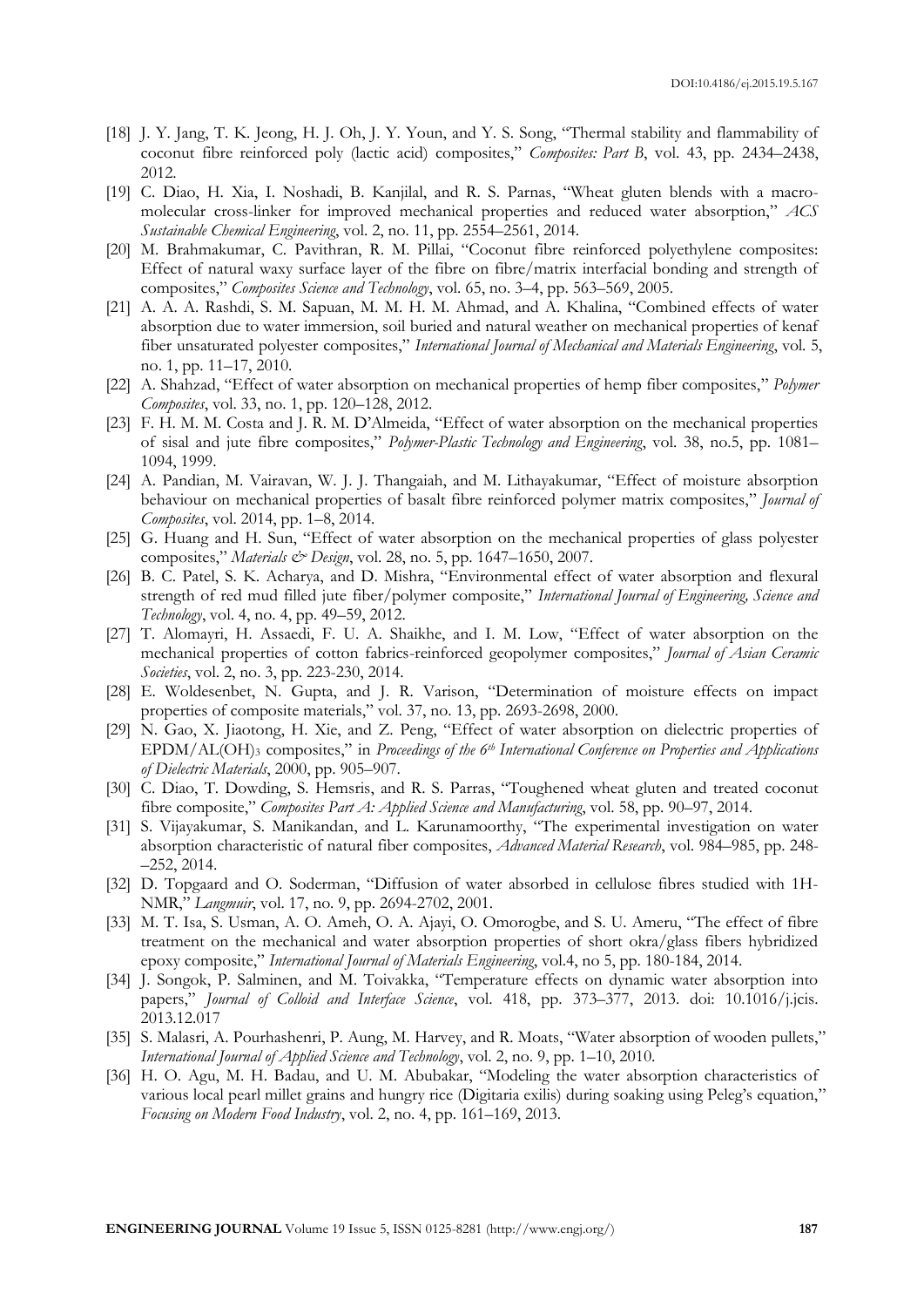[18] J. Y. Jang, T. K. Jeong, H. J. Oh, J. Y. Youn, and Y. S. Song, "Thermal stability and flammability of coconut fibre reinforced poly (lactic acid) composites," *Composites: Part B*, vol. 43, pp. 2434–2438, 2012.

[19] C. Diao, H. Xia, I. Noshadi, B. Kanjilal, and R. S. Parnas, "Wheat gluten blends with a macro-molecular cross-linker for improved mechanical properties and reduced water absorption," *ACS Sustainable Chemical Engineering*, vol. 2, no. 11, pp. 2554–2561, 2014.

[20] M. Brahmakumar, C. Pavithran, R. M. Pillai, "Coconut fibre reinforced polyethylene composites: Effect of natural waxy surface layer of the fibre on fibre/matrix interfacial bonding and strength of composites," *Composites Science and Technology*, vol. 65, no. 3–4, pp. 563–569, 2005.

[21] A. A. A. Rashdi, S. M. Sapuan, M. M. H. M. Ahmad, and A. Khalina, "Combined effects of water absorption due to water immersion, soil buried and natural weather on mechanical properties of kenaf fiber unsaturated polyester composites," *International Journal of Mechanical and Materials Engineering*, vol. 5, no. 1, pp. 11–17, 2010.

[22] A. Shahzad, "Effect of water absorption on mechanical properties of hemp fiber composites," *Polymer Composites*, vol. 33, no. 1, pp. 120–128, 2012.

[23] F. H. M. M. Costa and J. R. M. D'Almeida, "Effect of water absorption on the mechanical properties of sisal and jute fibre composites," *Polymer-Plastic Technology and Engineering*, vol. 38, no.5, pp. 1081–1094, 1999.

[24] A. Pandian, M. Vairavan, W. J. J. Thangaiah, and M. Lithayakumar, "Effect of moisture absorption behaviour on mechanical properties of basalt fibre reinforced polymer matrix composites," *Journal of Composites*, vol. 2014, pp. 1–8, 2014.

[25] G. Huang and H. Sun, "Effect of water absorption on the mechanical properties of glass polyester composites," *Materials & Design*, vol. 28, no. 5, pp. 1647–1650, 2007.

[26] B. C. Patel, S. K. Acharya, and D. Mishra, "Environmental effect of water absorption and flexural strength of red mud filled jute fiber/polymer composite," *International Journal of Engineering, Science and Technology*, vol. 4, no. 4, pp. 49–59, 2012.

[27] T. Alomayri, H. Assaedi, F. U. A. Shaikhe, and I. M. Low, "Effect of water absorption on the mechanical properties of cotton fabrics-reinforced geopolymer composites," *Journal of Asian Ceramic Societies*, vol. 2, no. 3, pp. 223-230, 2014.

[28] E. Woldesenbet, N. Gupta, and J. R. Varison, "Determination of moisture effects on impact properties of composite materials," vol. 37, no. 13, pp. 2693-2698, 2000.

[29] N. Gao, X. Jiaotong, H. Xie, and Z. Peng, "Effect of water absorption on dielectric properties of EPDM/AL(OH)$_3$ composites," in *Proceedings of the 6th International Conference on Properties and Applications of Dielectric Materials*, 2000, pp. 905–907.

[30] C. Diao, T. Dowding, S. Hemsris, and R. S. Parras, "Toughened wheat gluten and treated coconut fibre composite," *Composites Part A: Applied Science and Manufacturing*, vol. 58, pp. 90–97, 2014.

[31] S. Vijayakumar, S. Manikandan, and L. Karunamoorthy, "The experimental investigation on water absorption characteristic of natural fiber composites, *Advanced Material Research*, vol. 984–985, pp. 248-–252, 2014.

[32] D. Topgaard and O. Soderman, "Diffusion of water absorbed in cellulose fibres studied with 1H-NMR," *Langmuir*, vol. 17, no. 9, pp. 2694-2702, 2001.

[33] M. T. Isa, S. Usman, A. O. Ameh, O. A. Ajayi, O. Omorogbe, and S. U. Ameru, "The effect of fibre treatment on the mechanical and water absorption properties of short okra/glass fibers hybridized epoxy composite," *International Journal of Materials Engineering*, vol.4, no 5, pp. 180-184, 2014.

[34] J. Songok, P. Salminen, and M. Toivakka, "Temperature effects on dynamic water absorption into papers," *Journal of Colloid and Interface Science*, vol. 418, pp. 373–377, 2013. doi: 10.1016/j.jcis.2013.12.017

[35] S. Malasri, A. Pourhashenri, P. Aung, M. Harvey, and R. Moats, "Water absorption of wooden pullets," *International Journal of Applied Science and Technology*, vol. 2, no. 9, pp. 1–10, 2010.

[36] H. O. Agu, M. H. Badau, and U. M. Abubakar, "Modeling the water absorption characteristics of various local pearl millet grains and hungry rice (Digitaria exilis) during soaking using Peleg's equation," *Focusing on Modern Food Industry*, vol. 2, no. 4, pp. 161–169, 2013.